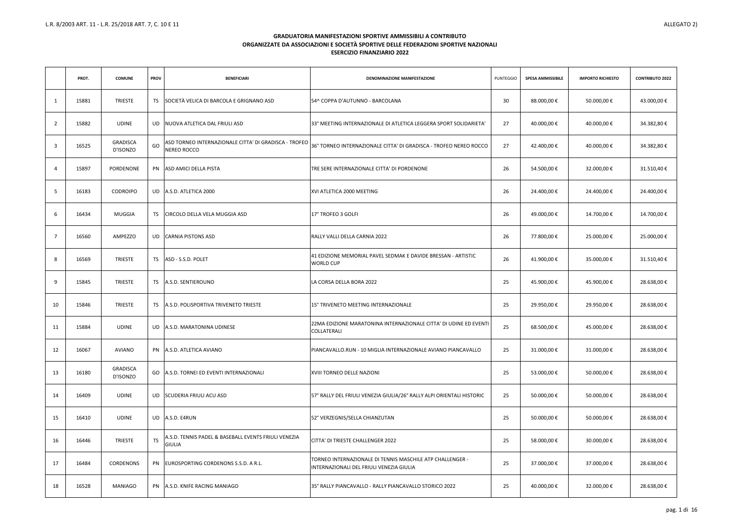L.R. 8/2003 ART. 11 - L.R. 25/2018 ART. 7, C. 10 E 11

ALLEGATO 2)

**GRADUATORIA MANIFESTAZIONI SPORTIVE AMMISSIBILI A CONTRIBUTO**
**ORGANIZZATE DA ASSOCIAZIONI E SOCIETÀ SPORTIVE DELLE FEDERAZIONI SPORTIVE NAZIONALI**
**ESERCIZIO FINANZIARIO 2022**

| | PROT. | COMUNE | PROV | BENEFICIARI | DENOMINAZIONE MANIFESTAZIONE | PUNTEGGIO | SPESA AMMISSIBILE | IMPORTO RICHIESTO | CONTRIBUTO 2022 |
|---|---|---|---|---|---|---|---|---|---|
| 1 | 15881 | TRIESTE | TS | SOCIETÀ VELICA DI BARCOLA E GRIGNANO ASD | 54^ COPPA D'AUTUNNO - BARCOLANA | 30 | 88.000,00 € | 50.000,00 € | 43.000,00 € |
| 2 | 15882 | UDINE | UD | NUOVA ATLETICA DAL FRIULI ASD | 33° MEETING INTERNAZIONALE DI ATLETICA LEGGERA SPORT SOLIDARIETA' | 27 | 40.000,00 € | 40.000,00 € | 34.382,80 € |
| 3 | 16525 | GRADISCA D'ISONZO | GO | ASD TORNEO INTERNAZIONALE CITTA' DI GRADISCA - TROFEO NEREO ROCCO | 36° TORNEO INTERNAZIONALE CITTA' DI GRADISCA - TROFEO NEREO ROCCO | 27 | 42.400,00 € | 40.000,00 € | 34.382,80 € |
| 4 | 15897 | PORDENONE | PN | ASD AMICI DELLA PISTA | TRE SERE INTERNAZIONALE CITTA' DI PORDENONE | 26 | 54.500,00 € | 32.000,00 € | 31.510,40 € |
| 5 | 16183 | CODROIPO | UD | A.S.D. ATLETICA 2000 | XVI ATLETICA 2000 MEETING | 26 | 24.400,00 € | 24.400,00 € | 24.400,00 € |
| 6 | 16434 | MUGGIA | TS | CIRCOLO DELLA VELA MUGGIA ASD | 17° TROFEO 3 GOLFI | 26 | 49.000,00 € | 14.700,00 € | 14.700,00 € |
| 7 | 16560 | AMPEZZO | UD | CARNIA PISTONS ASD | RALLY VALLI DELLA CARNIA 2022 | 26 | 77.800,00 € | 25.000,00 € | 25.000,00 € |
| 8 | 16569 | TRIESTE | TS | ASD - S.S.D. POLET | 41 EDIZIONE MEMORIAL PAVEL SEDMAK E DAVIDE BRESSAN - ARTISTIC WORLD CUP | 26 | 41.900,00 € | 35.000,00 € | 31.510,40 € |
| 9 | 15845 | TRIESTE | TS | A.S.D. SENTIEROUNO | LA CORSA DELLA BORA 2022 | 25 | 45.900,00 € | 45.900,00 € | 28.638,00 € |
| 10 | 15846 | TRIESTE | TS | A.S.D. POLISPORTIVA TRIVENETO TRIESTE | 15° TRIVENETO MEETING INTERNAZIONALE | 25 | 29.950,00 € | 29.950,00 € | 28.638,00 € |
| 11 | 15884 | UDINE | UD | A.S.D. MARATONINA UDINESE | 22MA EDIZIONE MARATONINA INTERNAZIONALE CITTA' DI UDINE ED EVENTI COLLATERALI | 25 | 68.500,00 € | 45.000,00 € | 28.638,00 € |
| 12 | 16067 | AVIANO | PN | A.S.D. ATLETICA AVIANO | PIANCAVALLO.RUN - 10 MIGLIA INTERNAZIONALE AVIANO PIANCAVALLO | 25 | 31.000,00 € | 31.000,00 € | 28.638,00 € |
| 13 | 16180 | GRADISCA D'ISONZO | GO | A.S.D. TORNEI ED EVENTI INTERNAZIONALI | XVIII TORNEO DELLE NAZIONI | 25 | 53.000,00 € | 50.000,00 € | 28.638,00 € |
| 14 | 16409 | UDINE | UD | SCUDERIA FRIULI ACU ASD | 57° RALLY DEL FRIULI VENEZIA GIULIA/26° RALLY ALPI ORIENTALI HISTORIC | 25 | 50.000,00 € | 50.000,00 € | 28.638,00 € |
| 15 | 16410 | UDINE | UD | A.S.D. E4RUN | 52° VERZEGNIS/SELLA CHIANZUTAN | 25 | 50.000,00 € | 50.000,00 € | 28.638,00 € |
| 16 | 16446 | TRIESTE | TS | A.S.D. TENNIS PADEL & BASEBALL EVENTS FRIULI VENEZIA GIULIA | CITTA' DI TRIESTE CHALLENGER 2022 | 25 | 58.000,00 € | 30.000,00 € | 28.638,00 € |
| 17 | 16484 | CORDENONS | PN | EUROSPORTING CORDENONS S.S.D. A R.L. | TORNEO INTERNAZIONALE DI TENNIS MASCHILE ATP CHALLENGER - INTERNAZIONALI DEL FRIULI VENEZIA GIULIA | 25 | 37.000,00 € | 37.000,00 € | 28.638,00 € |
| 18 | 16528 | MANIAGO | PN | A.S.D. KNIFE RACING MANIAGO | 35° RALLY PIANCAVALLO - RALLY PIANCAVALLO STORICO 2022 | 25 | 40.000,00 € | 32.000,00 € | 28.638,00 € |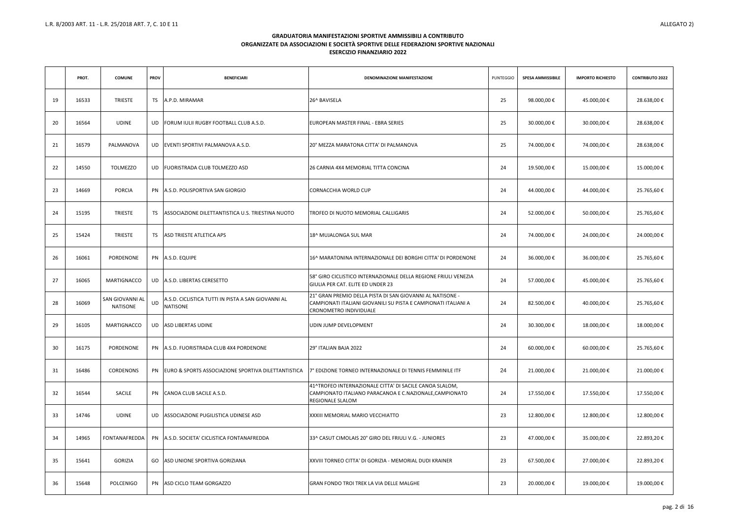L.R. 8/2003 ART. 11 - L.R. 25/2018 ART. 7, C. 10 E 11

ALLEGATO 2)

**GRADUATORIA MANIFESTAZIONI SPORTIVE AMMISSIBILI A CONTRIBUTO**
**ORGANIZZATE DA ASSOCIAZIONI E SOCIETÀ SPORTIVE DELLE FEDERAZIONI SPORTIVE NAZIONALI**
**ESERCIZIO FINANZIARIO 2022**

| | PROT. | COMUNE | PROV | BENEFICIARI | DENOMINAZIONE MANIFESTAZIONE | PUNTEGGIO | SPESA AMMISSIBILE | IMPORTO RICHIESTO | CONTRIBUTO 2022 |
|---|---|---|---|---|---|---|---|---|---|
| 19 | 16533 | TRIESTE | TS | A.P.D. MIRAMAR | 26^ BAVISELA | 25 | 98.000,00 € | 45.000,00 € | 28.638,00 € |
| 20 | 16564 | UDINE | UD | FORUM IULII RUGBY FOOTBALL CLUB A.S.D. | EUROPEAN MASTER FINAL - EBRA SERIES | 25 | 30.000,00 € | 30.000,00 € | 28.638,00 € |
| 21 | 16579 | PALMANOVA | UD | EVENTI SPORTIVI PALMANOVA A.S.D. | 20° MEZZA MARATONA CITTA' DI PALMANOVA | 25 | 74.000,00 € | 74.000,00 € | 28.638,00 € |
| 22 | 14550 | TOLMEZZO | UD | FUORISTRADA CLUB TOLMEZZO ASD | 26 CARNIA 4X4 MEMORIAL TITTA CONCINA | 24 | 19.500,00 € | 15.000,00 € | 15.000,00 € |
| 23 | 14669 | PORCIA | PN | A.S.D. POLISPORTIVA SAN GIORGIO | CORNACCHIA WORLD CUP | 24 | 44.000,00 € | 44.000,00 € | 25.765,60 € |
| 24 | 15195 | TRIESTE | TS | ASSOCIAZIONE DILETTANTISTICA U.S. TRIESTINA NUOTO | TROFEO DI NUOTO MEMORIAL CALLIGARIS | 24 | 52.000,00 € | 50.000,00 € | 25.765,60 € |
| 25 | 15424 | TRIESTE | TS | ASD TRIESTE ATLETICA APS | 18^ MUJALONGA SUL MAR | 24 | 74.000,00 € | 24.000,00 € | 24.000,00 € |
| 26 | 16061 | PORDENONE | PN | A.S.D. EQUIPE | 16^ MARATONINA INTERNAZIONALE DEI BORGHI CITTA' DI PORDENONE | 24 | 36.000,00 € | 36.000,00 € | 25.765,60 € |
| 27 | 16065 | MARTIGNACCO | UD | A.S.D. LIBERTAS CERESETTO | 58° GIRO CICLISTICO INTERNAZIONALE DELLA REGIONE FRIULI VENEZIA GIULIA PER CAT. ELITE ED UNDER 23 | 24 | 57.000,00 € | 45.000,00 € | 25.765,60 € |
| 28 | 16069 | SAN GIOVANNI AL NATISONE | UD | A.S.D. CICLISTICA TUTTI IN PISTA A SAN GIOVANNI AL NATISONE | 21° GRAN PREMIO DELLA PISTA DI SAN GIOVANNI AL NATISONE - CAMPIONATI ITALIANI GIOVANILI SU PISTA E CAMPIONATI ITALIANI A CRONOMETRO INDIVIDUALE | 24 | 82.500,00 € | 40.000,00 € | 25.765,60 € |
| 29 | 16105 | MARTIGNACCO | UD | ASD LIBERTAS UDINE | UDIN JUMP DEVELOPMENT | 24 | 30.300,00 € | 18.000,00 € | 18.000,00 € |
| 30 | 16175 | PORDENONE | PN | A.S.D. FUORISTRADA CLUB 4X4 PORDENONE | 29° ITALIAN BAJA 2022 | 24 | 60.000,00 € | 60.000,00 € | 25.765,60 € |
| 31 | 16486 | CORDENONS | PN | EURO & SPORTS ASSOCIAZIONE SPORTIVA DILETTANTISTICA | 7° EDIZIONE TORNEO INTERNAZIONALE DI TENNIS FEMMINILE ITF | 24 | 21.000,00 € | 21.000,00 € | 21.000,00 € |
| 32 | 16544 | SACILE | PN | CANOA CLUB SACILE A.S.D. | 41^TROFEO INTERNAZIONALE CITTA' DI SACILE CANOA SLALOM, CAMPIONATO ITALIANO PARACANOA E C.NAZIONALE,CAMPIONATO REGIONALE SLALOM | 24 | 17.550,00 € | 17.550,00 € | 17.550,00 € |
| 33 | 14746 | UDINE | UD | ASSOCIAZIONE PUGILISTICA UDINESE ASD | XXXIII MEMORIAL MARIO VECCHIATTO | 23 | 12.800,00 € | 12.800,00 € | 12.800,00 € |
| 34 | 14965 | FONTANAFREDDA | PN | A.S.D. SOCIETA' CICLISTICA FONTANAFREDDA | 33^ CASUT CIMOLAIS 20° GIRO DEL FRIULI V.G. - JUNIORES | 23 | 47.000,00 € | 35.000,00 € | 22.893,20 € |
| 35 | 15641 | GORIZIA | GO | ASD UNIONE SPORTIVA GORIZIANA | XXVIII TORNEO CITTA' DI GORIZIA - MEMORIAL DUDI KRAINER | 23 | 67.500,00 € | 27.000,00 € | 22.893,20 € |
| 36 | 15648 | POLCENIGO | PN | ASD CICLO TEAM GORGAZZO | GRAN FONDO TROI TREK LA VIA DELLE MALGHE | 23 | 20.000,00 € | 19.000,00 € | 19.000,00 € |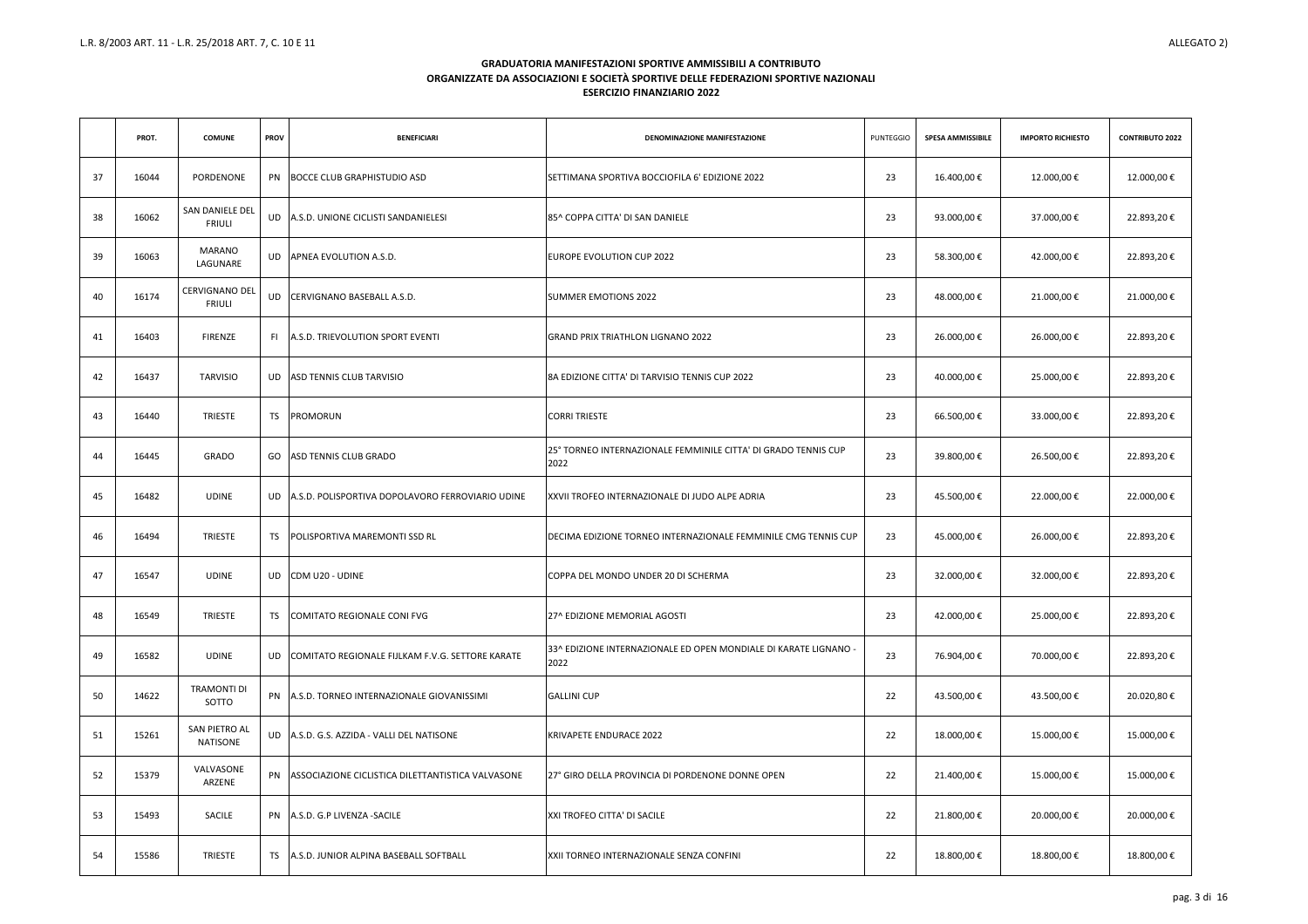L.R. 8/2003 ART. 11 - L.R. 25/2018 ART. 7, C. 10 E 11

ALLEGATO 2)

**GRADUATORIA MANIFESTAZIONI SPORTIVE AMMISSIBILI A CONTRIBUTO**
**ORGANIZZATE DA ASSOCIAZIONI E SOCIETÀ SPORTIVE DELLE FEDERAZIONI SPORTIVE NAZIONALI**
**ESERCIZIO FINANZIARIO 2022**

| | PROT. | COMUNE | PROV | BENEFICIARI | DENOMINAZIONE MANIFESTAZIONE | PUNTEGGIO | SPESA AMMISSIBILE | IMPORTO RICHIESTO | CONTRIBUTO 2022 |
|---|---|---|---|---|---|---|---|---|---|
| 37 | 16044 | PORDENONE | PN | BOCCE CLUB GRAPHISTUDIO ASD | SETTIMANA SPORTIVA BOCCIOFILA 6' EDIZIONE 2022 | 23 | 16.400,00 € | 12.000,00 € | 12.000,00 € |
| 38 | 16062 | SAN DANIELE DEL FRIULI | UD | A.S.D. UNIONE CICLISTI SANDANIELESI | 85^ COPPA CITTA' DI SAN DANIELE | 23 | 93.000,00 € | 37.000,00 € | 22.893,20 € |
| 39 | 16063 | MARANO LAGUNARE | UD | APNEA EVOLUTION A.S.D. | EUROPE EVOLUTION CUP 2022 | 23 | 58.300,00 € | 42.000,00 € | 22.893,20 € |
| 40 | 16174 | CERVIGNANO DEL FRIULI | UD | CERVIGNANO BASEBALL A.S.D. | SUMMER EMOTIONS 2022 | 23 | 48.000,00 € | 21.000,00 € | 21.000,00 € |
| 41 | 16403 | FIRENZE | FI | A.S.D. TRIEVOLUTION SPORT EVENTI | GRAND PRIX TRIATHLON LIGNANO 2022 | 23 | 26.000,00 € | 26.000,00 € | 22.893,20 € |
| 42 | 16437 | TARVISIO | UD | ASD TENNIS CLUB TARVISIO | 8A EDIZIONE CITTA' DI TARVISIO TENNIS CUP 2022 | 23 | 40.000,00 € | 25.000,00 € | 22.893,20 € |
| 43 | 16440 | TRIESTE | TS | PROMORUN | CORRI TRIESTE | 23 | 66.500,00 € | 33.000,00 € | 22.893,20 € |
| 44 | 16445 | GRADO | GO | ASD TENNIS CLUB GRADO | 25° TORNEO INTERNAZIONALE FEMMINILE CITTA' DI GRADO TENNIS CUP 2022 | 23 | 39.800,00 € | 26.500,00 € | 22.893,20 € |
| 45 | 16482 | UDINE | UD | A.S.D. POLISPORTIVA DOPOLAVORO FERROVIARIO UDINE | XXVII TROFEO INTERNAZIONALE DI JUDO ALPE ADRIA | 23 | 45.500,00 € | 22.000,00 € | 22.000,00 € |
| 46 | 16494 | TRIESTE | TS | POLISPORTIVA MAREMONTI SSD RL | DECIMA EDIZIONE TORNEO INTERNAZIONALE FEMMINILE CMG TENNIS CUP | 23 | 45.000,00 € | 26.000,00 € | 22.893,20 € |
| 47 | 16547 | UDINE | UD | CDM U20 - UDINE | COPPA DEL MONDO UNDER 20 DI SCHERMA | 23 | 32.000,00 € | 32.000,00 € | 22.893,20 € |
| 48 | 16549 | TRIESTE | TS | COMITATO REGIONALE CONI FVG | 27^ EDIZIONE MEMORIAL AGOSTI | 23 | 42.000,00 € | 25.000,00 € | 22.893,20 € |
| 49 | 16582 | UDINE | UD | COMITATO REGIONALE FIJLKAM F.V.G. SETTORE KARATE | 33^ EDIZIONE INTERNAZIONALE ED OPEN MONDIALE DI KARATE LIGNANO - 2022 | 23 | 76.904,00 € | 70.000,00 € | 22.893,20 € |
| 50 | 14622 | TRAMONTI DI SOTTO | PN | A.S.D. TORNEO INTERNAZIONALE GIOVANISSIMI | GALLINI CUP | 22 | 43.500,00 € | 43.500,00 € | 20.020,80 € |
| 51 | 15261 | SAN PIETRO AL NATISONE | UD | A.S.D. G.S. AZZIDA - VALLI DEL NATISONE | KRIVAPETE ENDURACE 2022 | 22 | 18.000,00 € | 15.000,00 € | 15.000,00 € |
| 52 | 15379 | VALVASONE ARZENE | PN | ASSOCIAZIONE CICLISTICA DILETTANTISTICA VALVASONE | 27° GIRO DELLA PROVINCIA DI PORDENONE DONNE OPEN | 22 | 21.400,00 € | 15.000,00 € | 15.000,00 € |
| 53 | 15493 | SACILE | PN | A.S.D. G.P LIVENZA -SACILE | XXI TROFEO CITTA' DI SACILE | 22 | 21.800,00 € | 20.000,00 € | 20.000,00 € |
| 54 | 15586 | TRIESTE | TS | A.S.D. JUNIOR ALPINA BASEBALL SOFTBALL | XXII TORNEO INTERNAZIONALE SENZA CONFINI | 22 | 18.800,00 € | 18.800,00 € | 18.800,00 € |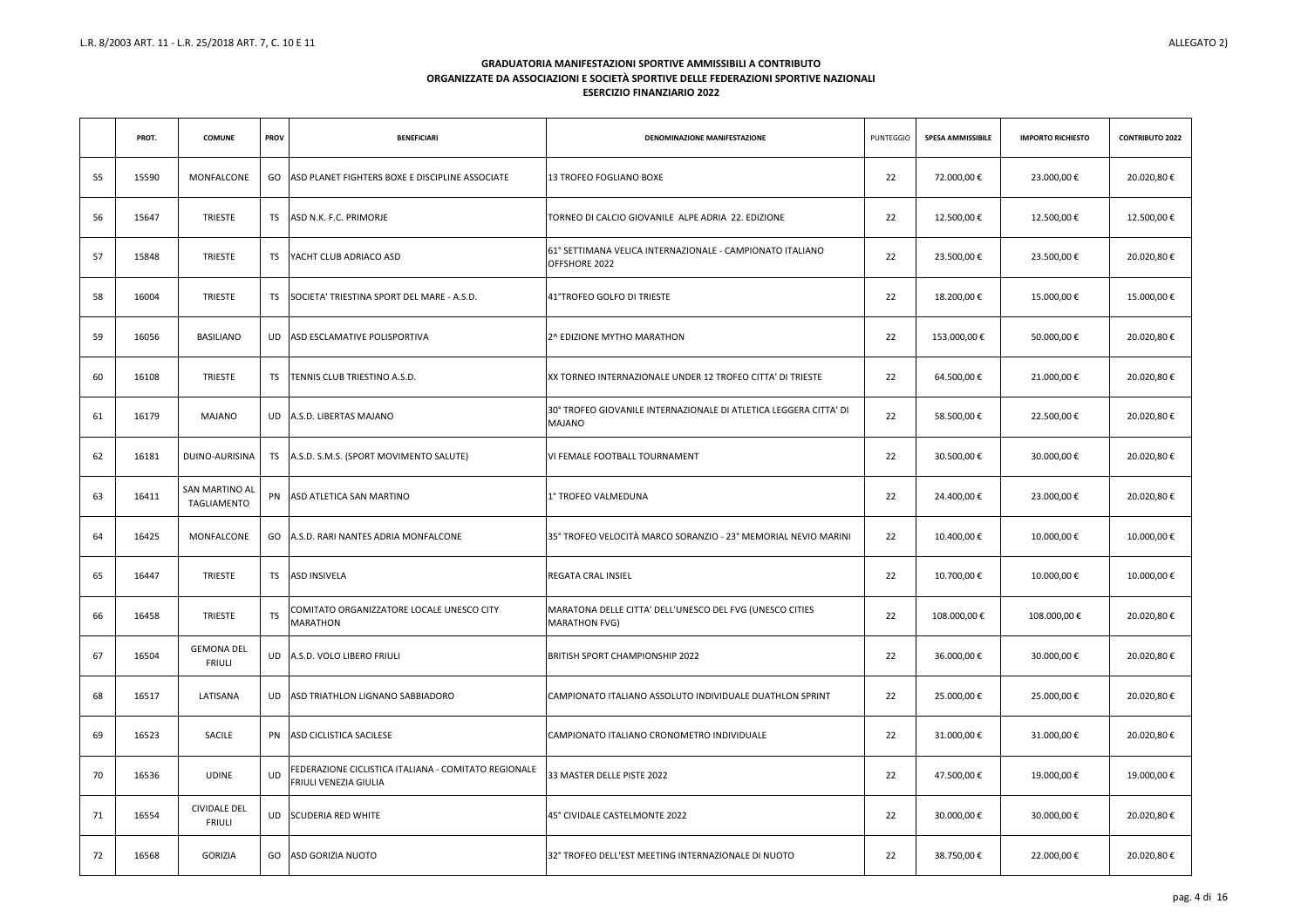L.R. 8/2003 ART. 11 - L.R. 25/2018 ART. 7, C. 10 E 11

ALLEGATO 2)

**GRADUATORIA MANIFESTAZIONI SPORTIVE AMMISSIBILI A CONTRIBUTO**
**ORGANIZZATE DA ASSOCIAZIONI E SOCIETÀ SPORTIVE DELLE FEDERAZIONI SPORTIVE NAZIONALI**
**ESERCIZIO FINANZIARIO 2022**

| | PROT. | COMUNE | PROV | BENEFICIARI | DENOMINAZIONE MANIFESTAZIONE | PUNTEGGIO | SPESA AMMISSIBILE | IMPORTO RICHIESTO | CONTRIBUTO 2022 |
|---|---|---|---|---|---|---|---|---|---|
| 55 | 15590 | MONFALCONE | GO | ASD PLANET FIGHTERS BOXE E DISCIPLINE ASSOCIATE | 13 TROFEO FOGLIANO BOXE | 22 | 72.000,00 € | 23.000,00 € | 20.020,80 € |
| 56 | 15647 | TRIESTE | TS | ASD N.K. F.C. PRIMORJE | TORNEO DI CALCIO GIOVANILE ALPE ADRIA 22. EDIZIONE | 22 | 12.500,00 € | 12.500,00 € | 12.500,00 € |
| 57 | 15848 | TRIESTE | TS | YACHT CLUB ADRIACO ASD | 61° SETTIMANA VELICA INTERNAZIONALE - CAMPIONATO ITALIANO OFFSHORE 2022 | 22 | 23.500,00 € | 23.500,00 € | 20.020,80 € |
| 58 | 16004 | TRIESTE | TS | SOCIETA' TRIESTINA SPORT DEL MARE - A.S.D. | 41°TROFEO GOLFO DI TRIESTE | 22 | 18.200,00 € | 15.000,00 € | 15.000,00 € |
| 59 | 16056 | BASILIANO | UD | ASD ESCLAMATIVE POLISPORTIVA | 2^ EDIZIONE MYTHO MARATHON | 22 | 153.000,00 € | 50.000,00 € | 20.020,80 € |
| 60 | 16108 | TRIESTE | TS | TENNIS CLUB TRIESTINO A.S.D. | XX TORNEO INTERNAZIONALE UNDER 12 TROFEO CITTA' DI TRIESTE | 22 | 64.500,00 € | 21.000,00 € | 20.020,80 € |
| 61 | 16179 | MAJANO | UD | A.S.D. LIBERTAS MAJANO | 30° TROFEO GIOVANILE INTERNAZIONALE DI ATLETICA LEGGERA CITTA' DI MAJANO | 22 | 58.500,00 € | 22.500,00 € | 20.020,80 € |
| 62 | 16181 | DUINO-AURISINA | TS | A.S.D. S.M.S. (SPORT MOVIMENTO SALUTE) | VI FEMALE FOOTBALL TOURNAMENT | 22 | 30.500,00 € | 30.000,00 € | 20.020,80 € |
| 63 | 16411 | SAN MARTINO AL TAGLIAMENTO | PN | ASD ATLETICA SAN MARTINO | 1° TROFEO VALMEDUNA | 22 | 24.400,00 € | 23.000,00 € | 20.020,80 € |
| 64 | 16425 | MONFALCONE | GO | A.S.D. RARI NANTES ADRIA MONFALCONE | 35° TROFEO VELOCITÀ MARCO SORANZIO - 23° MEMORIAL NEVIO MARINI | 22 | 10.400,00 € | 10.000,00 € | 10.000,00 € |
| 65 | 16447 | TRIESTE | TS | ASD INSIVELA | REGATA CRAL INSIEL | 22 | 10.700,00 € | 10.000,00 € | 10.000,00 € |
| 66 | 16458 | TRIESTE | TS | COMITATO ORGANIZZATORE LOCALE UNESCO CITY MARATHON | MARATONA DELLE CITTA' DELL'UNESCO DEL FVG (UNESCO CITIES MARATHON FVG) | 22 | 108.000,00 € | 108.000,00 € | 20.020,80 € |
| 67 | 16504 | GEMONA DEL FRIULI | UD | A.S.D. VOLO LIBERO FRIULI | BRITISH SPORT CHAMPIONSHIP 2022 | 22 | 36.000,00 € | 30.000,00 € | 20.020,80 € |
| 68 | 16517 | LATISANA | UD | ASD TRIATHLON LIGNANO SABBIADORO | CAMPIONATO ITALIANO ASSOLUTO INDIVIDUALE DUATHLON SPRINT | 22 | 25.000,00 € | 25.000,00 € | 20.020,80 € |
| 69 | 16523 | SACILE | PN | ASD CICLISTICA SACILESE | CAMPIONATO ITALIANO CRONOMETRO INDIVIDUALE | 22 | 31.000,00 € | 31.000,00 € | 20.020,80 € |
| 70 | 16536 | UDINE | UD | FEDERAZIONE CICLISTICA ITALIANA - COMITATO REGIONALE FRIULI VENEZIA GIULIA | 33 MASTER DELLE PISTE 2022 | 22 | 47.500,00 € | 19.000,00 € | 19.000,00 € |
| 71 | 16554 | CIVIDALE DEL FRIULI | UD | SCUDERIA RED WHITE | 45° CIVIDALE CASTELMONTE 2022 | 22 | 30.000,00 € | 30.000,00 € | 20.020,80 € |
| 72 | 16568 | GORIZIA | GO | ASD GORIZIA NUOTO | 32° TROFEO DELL'EST MEETING INTERNAZIONALE DI NUOTO | 22 | 38.750,00 € | 22.000,00 € | 20.020,80 € |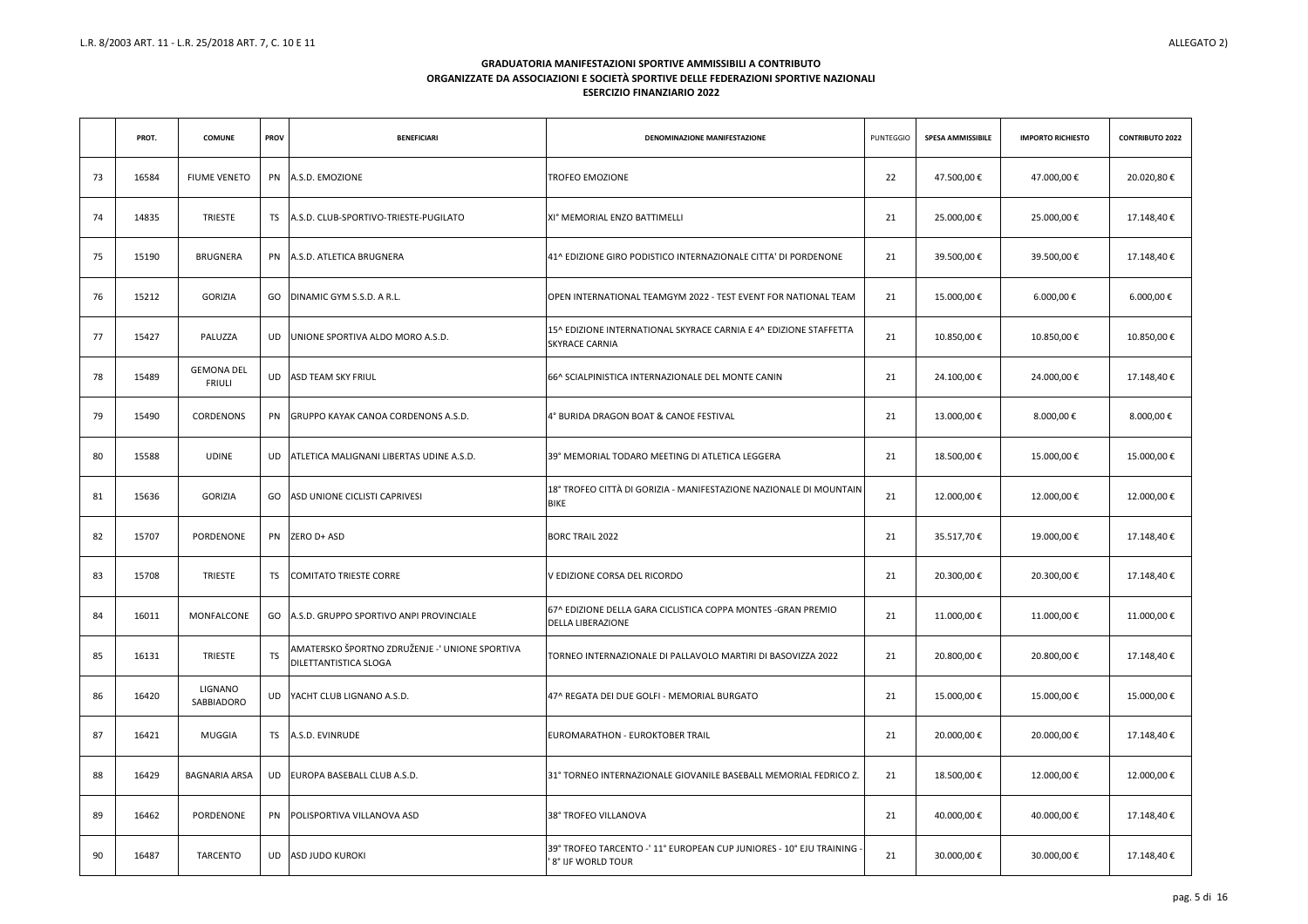## GRADUATORIA MANIFESTAZIONI SPORTIVE AMMISSIBILI A CONTRIBUTO ORGANIZZATE DA ASSOCIAZIONI E SOCIETÀ SPORTIVE DELLE FEDERAZIONI SPORTIVE NAZIONALI ESERCIZIO FINANZIARIO 2022

| | PROT. | COMUNE | PROV | BENEFICIARI | DENOMINAZIONE MANIFESTAZIONE | PUNTEGGIO | SPESA AMMISSIBILE | IMPORTO RICHIESTO | CONTRIBUTO 2022 |
|---|---|---|---|---|---|---|---|---|---|
| 73 | 16584 | FIUME VENETO | PN | A.S.D. EMOZIONE | TROFEO EMOZIONE | 22 | 47.500,00 € | 47.000,00 € | 20.020,80 € |
| 74 | 14835 | TRIESTE | TS | A.S.D. CLUB-SPORTIVO-TRIESTE-PUGILATO | XI° MEMORIAL ENZO BATTIMELLI | 21 | 25.000,00 € | 25.000,00 € | 17.148,40 € |
| 75 | 15190 | BRUGNERA | PN | A.S.D. ATLETICA BRUGNERA | 41^ EDIZIONE GIRO PODISTICO INTERNAZIONALE CITTA' DI PORDENONE | 21 | 39.500,00 € | 39.500,00 € | 17.148,40 € |
| 76 | 15212 | GORIZIA | GO | DINAMIC GYM S.S.D. A R.L. | OPEN INTERNATIONAL TEAMGYM 2022 - TEST EVENT FOR NATIONAL TEAM | 21 | 15.000,00 € | 6.000,00 € | 6.000,00 € |
| 77 | 15427 | PALUZZA | UD | UNIONE SPORTIVA ALDO MORO A.S.D. | 15^ EDIZIONE INTERNATIONAL SKYRACE CARNIA E 4^ EDIZIONE STAFFETTA SKYRACE CARNIA | 21 | 10.850,00 € | 10.850,00 € | 10.850,00 € |
| 78 | 15489 | GEMONA DEL FRIULI | UD | ASD TEAM SKY FRIUL | 66^ SCIALPINISTICA INTERNAZIONALE DEL MONTE CANIN | 21 | 24.100,00 € | 24.000,00 € | 17.148,40 € |
| 79 | 15490 | CORDENONS | PN | GRUPPO KAYAK CANOA CORDENONS A.S.D. | 4° BURIDA DRAGON BOAT & CANOE FESTIVAL | 21 | 13.000,00 € | 8.000,00 € | 8.000,00 € |
| 80 | 15588 | UDINE | UD | ATLETICA MALIGNANI LIBERTAS UDINE A.S.D. | 39° MEMORIAL TODARO MEETING DI ATLETICA LEGGERA | 21 | 18.500,00 € | 15.000,00 € | 15.000,00 € |
| 81 | 15636 | GORIZIA | GO | ASD UNIONE CICLISTI CAPRIVESI | 18° TROFEO CITTÀ DI GORIZIA - MANIFESTAZIONE NAZIONALE DI MOUNTAIN BIKE | 21 | 12.000,00 € | 12.000,00 € | 12.000,00 € |
| 82 | 15707 | PORDENONE | PN | ZERO D+ ASD | BORC TRAIL 2022 | 21 | 35.517,70 € | 19.000,00 € | 17.148,40 € |
| 83 | 15708 | TRIESTE | TS | COMITATO TRIESTE CORRE | V EDIZIONE CORSA DEL RICORDO | 21 | 20.300,00 € | 20.300,00 € | 17.148,40 € |
| 84 | 16011 | MONFALCONE | GO | A.S.D. GRUPPO SPORTIVO ANPI PROVINCIALE | 67^ EDIZIONE DELLA GARA CICLISTICA COPPA MONTES -GRAN PREMIO DELLA LIBERAZIONE | 21 | 11.000,00 € | 11.000,00 € | 11.000,00 € |
| 85 | 16131 | TRIESTE | TS | AMATERSKO ŠPORTNO ZDRUŽENJE -' UNIONE SPORTIVA DILETTANTISTICA SLOGA | TORNEO INTERNAZIONALE DI PALLAVOLO MARTIRI DI BASOVIZZA 2022 | 21 | 20.800,00 € | 20.800,00 € | 17.148,40 € |
| 86 | 16420 | LIGNANO SABBIADORO | UD | YACHT CLUB LIGNANO A.S.D. | 47^ REGATA DEI DUE GOLFI - MEMORIAL BURGATO | 21 | 15.000,00 € | 15.000,00 € | 15.000,00 € |
| 87 | 16421 | MUGGIA | TS | A.S.D. EVINRUDE | EUROMARATHON - EUROKTOBER TRAIL | 21 | 20.000,00 € | 20.000,00 € | 17.148,40 € |
| 88 | 16429 | BAGNARIA ARSA | UD | EUROPA BASEBALL CLUB A.S.D. | 31° TORNEO INTERNAZIONALE GIOVANILE BASEBALL MEMORIAL FEDRICO Z. | 21 | 18.500,00 € | 12.000,00 € | 12.000,00 € |
| 89 | 16462 | PORDENONE | PN | POLISPORTIVA VILLANOVA ASD | 38° TROFEO VILLANOVA | 21 | 40.000,00 € | 40.000,00 € | 17.148,40 € |
| 90 | 16487 | TARCENTO | UD | ASD JUDO KUROKI | 39° TROFEO TARCENTO -' 11° EUROPEAN CUP JUNIORES - 10° EJU TRAINING -' 8° IJF WORLD TOUR | 21 | 30.000,00 € | 30.000,00 € | 17.148,40 € |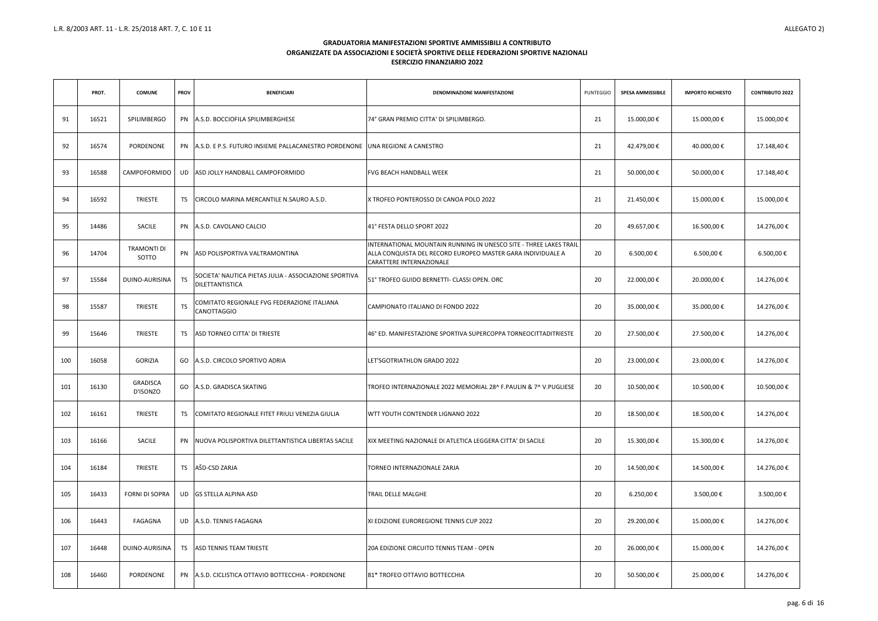L.R. 8/2003 ART. 11 - L.R. 25/2018 ART. 7, C. 10 E 11

ALLEGATO 2)

**GRADUATORIA MANIFESTAZIONI SPORTIVE AMMISSIBILI A CONTRIBUTO**
**ORGANIZZATE DA ASSOCIAZIONI E SOCIETÀ SPORTIVE DELLE FEDERAZIONI SPORTIVE NAZIONALI**
**ESERCIZIO FINANZIARIO 2022**

| | PROT. | COMUNE | PROV | BENEFICIARI | DENOMINAZIONE MANIFESTAZIONE | PUNTEGGIO | SPESA AMMISSIBILE | IMPORTO RICHIESTO | CONTRIBUTO 2022 |
|---|---|---|---|---|---|---|---|---|---|
| 91 | 16521 | SPILIMBERGO | PN | A.S.D. BOCCIOFILA SPILIMBERGHESE | 74° GRAN PREMIO CITTA' DI SPILIMBERGO. | 21 | 15.000,00 € | 15.000,00 € | 15.000,00 € |
| 92 | 16574 | PORDENONE | PN | A.S.D. E P.S. FUTURO INSIEME PALLACANESTRO PORDENONE | UNA REGIONE A CANESTRO | 21 | 42.479,00 € | 40.000,00 € | 17.148,40 € |
| 93 | 16588 | CAMPOFORMIDO | UD | ASD JOLLY HANDBALL CAMPOFORMIDO | FVG BEACH HANDBALL WEEK | 21 | 50.000,00 € | 50.000,00 € | 17.148,40 € |
| 94 | 16592 | TRIESTE | TS | CIRCOLO MARINA MERCANTILE N.SAURO A.S.D. | X TROFEO PONTEROSSO DI CANOA POLO 2022 | 21 | 21.450,00 € | 15.000,00 € | 15.000,00 € |
| 95 | 14486 | SACILE | PN | A.S.D. CAVOLANO CALCIO | 41° FESTA DELLO SPORT 2022 | 20 | 49.657,00 € | 16.500,00 € | 14.276,00 € |
| 96 | 14704 | TRAMONTI DI SOTTO | PN | ASD POLISPORTIVA VALTRAMONTINA | INTERNATIONAL MOUNTAIN RUNNING IN UNESCO SITE - THREE LAKES TRAIL ALLA CONQUISTA DEL RECORD EUROPEO MASTER GARA INDIVIDUALE A CARATTERE INTERNAZIONALE | 20 | 6.500,00 € | 6.500,00 € | 6.500,00 € |
| 97 | 15584 | DUINO-AURISINA | TS | SOCIETA' NAUTICA PIETAS JULIA - ASSOCIAZIONE SPORTIVA DILETTANTISTICA | 51° TROFEO GUIDO BERNETTI- CLASSI OPEN. ORC | 20 | 22.000,00 € | 20.000,00 € | 14.276,00 € |
| 98 | 15587 | TRIESTE | TS | COMITATO REGIONALE FVG FEDERAZIONE ITALIANA CANOTTAGGIO | CAMPIONATO ITALIANO DI FONDO 2022 | 20 | 35.000,00 € | 35.000,00 € | 14.276,00 € |
| 99 | 15646 | TRIESTE | TS | ASD TORNEO CITTA' DI TRIESTE | 46° ED. MANIFESTAZIONE SPORTIVA SUPERCOPPA TORNEOCITTADITRIESTE | 20 | 27.500,00 € | 27.500,00 € | 14.276,00 € |
| 100 | 16058 | GORIZIA | GO | A.S.D. CIRCOLO SPORTIVO ADRIA | LET'SGOTRIATHLON GRADO 2022 | 20 | 23.000,00 € | 23.000,00 € | 14.276,00 € |
| 101 | 16130 | GRADISCA D'ISONZO | GO | A.S.D. GRADISCA SKATING | TROFEO INTERNAZIONALE 2022 MEMORIAL 28^ F.PAULIN & 7^ V.PUGLIESE | 20 | 10.500,00 € | 10.500,00 € | 10.500,00 € |
| 102 | 16161 | TRIESTE | TS | COMITATO REGIONALE FITET FRIULI VENEZIA GIULIA | WTT YOUTH CONTENDER LIGNANO 2022 | 20 | 18.500,00 € | 18.500,00 € | 14.276,00 € |
| 103 | 16166 | SACILE | PN | NUOVA POLISPORTIVA DILETTANTISTICA LIBERTAS SACILE | XIX MEETING NAZIONALE DI ATLETICA LEGGERA CITTA' DI SACILE | 20 | 15.300,00 € | 15.300,00 € | 14.276,00 € |
| 104 | 16184 | TRIESTE | TS | AŠD-CSD ZARJA | TORNEO INTERNAZIONALE ZARJA | 20 | 14.500,00 € | 14.500,00 € | 14.276,00 € |
| 105 | 16433 | FORNI DI SOPRA | UD | GS STELLA ALPINA ASD | TRAIL DELLE MALGHE | 20 | 6.250,00 € | 3.500,00 € | 3.500,00 € |
| 106 | 16443 | FAGAGNA | UD | A.S.D. TENNIS FAGAGNA | XI EDIZIONE EUROREGIONE TENNIS CUP 2022 | 20 | 29.200,00 € | 15.000,00 € | 14.276,00 € |
| 107 | 16448 | DUINO-AURISINA | TS | ASD TENNIS TEAM TRIESTE | 20A EDIZIONE CIRCUITO TENNIS TEAM - OPEN | 20 | 26.000,00 € | 15.000,00 € | 14.276,00 € |
| 108 | 16460 | PORDENONE | PN | A.S.D. CICLISTICA OTTAVIO BOTTECCHIA - PORDENONE | 81* TROFEO OTTAVIO BOTTECCHIA | 20 | 50.500,00 € | 25.000,00 € | 14.276,00 € |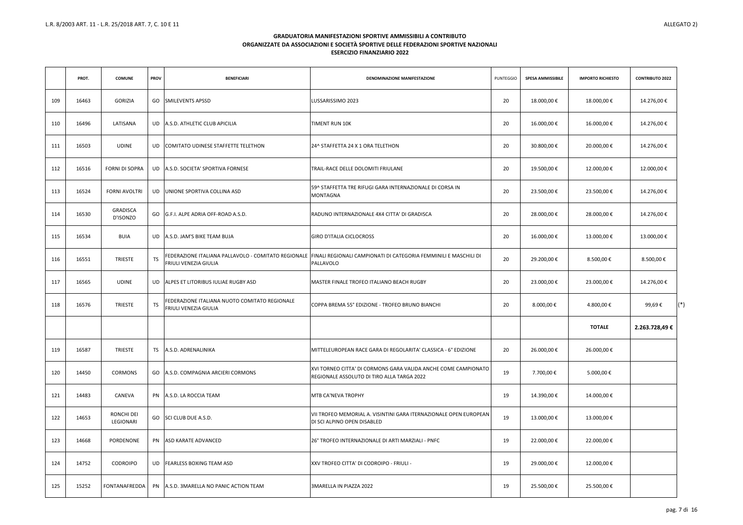## GRADUATORIA MANIFESTAZIONI SPORTIVE AMMISSIBILI A CONTRIBUTO
## ORGANIZZATE DA ASSOCIAZIONI E SOCIETÀ SPORTIVE DELLE FEDERAZIONI SPORTIVE NAZIONALI
## ESERCIZIO FINANZIARIO 2022

| | PROT. | COMUNE | PROV | BENEFICIARI | DENOMINAZIONE MANIFESTAZIONE | PUNTEGGIO | SPESA AMMISSIBILE | IMPORTO RICHIESTO | CONTRIBUTO 2022 | |
|---|---|---|---|---|---|---|---|---|---|---|
| 109 | 16463 | GORIZIA | GO | SMILEVENTS APSSD | LUSSARISSIMO 2023 | 20 | 18.000,00 € | 18.000,00 € | 14.276,00 € | |
| 110 | 16496 | LATISANA | UD | A.S.D. ATHLETIC CLUB APICILIA | TIMENT RUN 10K | 20 | 16.000,00 € | 16.000,00 € | 14.276,00 € | |
| 111 | 16503 | UDINE | UD | COMITATO UDINESE STAFFETTE TELETHON | 24^ STAFFETTA 24 X 1 ORA TELETHON | 20 | 30.800,00 € | 20.000,00 € | 14.276,00 € | |
| 112 | 16516 | FORNI DI SOPRA | UD | A.S.D. SOCIETA' SPORTIVA FORNESE | TRAIL-RACE DELLE DOLOMITI FRIULANE | 20 | 19.500,00 € | 12.000,00 € | 12.000,00 € | |
| 113 | 16524 | FORNI AVOLTRI | UD | UNIONE SPORTIVA COLLINA ASD | 59^ STAFFETTA TRE RIFUGI GARA INTERNAZIONALE DI CORSA IN MONTAGNA | 20 | 23.500,00 € | 23.500,00 € | 14.276,00 € | |
| 114 | 16530 | GRADISCA D'ISONZO | GO | G.F.I. ALPE ADRIA OFF-ROAD A.S.D. | RADUNO INTERNAZIONALE 4X4 CITTA' DI GRADISCA | 20 | 28.000,00 € | 28.000,00 € | 14.276,00 € | |
| 115 | 16534 | BUIA | UD | A.S.D. JAM'S BIKE TEAM BUJA | GIRO D'ITALIA CICLOCROSS | 20 | 16.000,00 € | 13.000,00 € | 13.000,00 € | |
| 116 | 16551 | TRIESTE | TS | FEDERAZIONE ITALIANA PALLAVOLO - COMITATO REGIONALE FRIULI VENEZIA GIULIA | FINALI REGIONALI CAMPIONATI DI CATEGORIA FEMMINILI E MASCHILI DI PALLAVOLO | 20 | 29.200,00 € | 8.500,00 € | 8.500,00 € | |
| 117 | 16565 | UDINE | UD | ALPES ET LITORIBUS IULIAE RUGBY ASD | MASTER FINALE TROFEO ITALIANO BEACH RUGBY | 20 | 23.000,00 € | 23.000,00 € | 14.276,00 € | |
| 118 | 16576 | TRIESTE | TS | FEDERAZIONE ITALIANA NUOTO COMITATO REGIONALE FRIULI VENEZIA GIULIA | COPPA BREMA 55° EDIZIONE - TROFEO BRUNO BIANCHI | 20 | 8.000,00 € | 4.800,00 € | 99,69 € | (*) |
| | | | | | | | | **TOTALE** | **2.263.728,49 €** | |
| 119 | 16587 | TRIESTE | TS | A.S.D. ADRENALINIKA | MITTELEUROPEAN RACE GARA DI REGOLARITA' CLASSICA - 6° EDIZIONE | 20 | 26.000,00 € | 26.000,00 € | | |
| 120 | 14450 | CORMONS | GO | A.S.D. COMPAGNIA ARCIERI CORMONS | XVI TORNEO CITTA' DI CORMONS GARA VALIDA ANCHE COME CAMPIONATO REGIONALE ASSOLUTO DI TIRO ALLA TARGA 2022 | 19 | 7.700,00 € | 5.000,00 € | | |
| 121 | 14483 | CANEVA | PN | A.S.D. LA ROCCIA TEAM | MTB CA'NEVA TROPHY | 19 | 14.390,00 € | 14.000,00 € | | |
| 122 | 14653 | RONCHI DEI LEGIONARI | GO | SCI CLUB DUE A.S.D. | VII TROFEO MEMORIAL A. VISINTINI GARA ITERNAZIONALE OPEN EUROPEAN DI SCI ALPINO OPEN DISABLED | 19 | 13.000,00 € | 13.000,00 € | | |
| 123 | 14668 | PORDENONE | PN | ASD KARATE ADVANCED | 26° TROFEO INTERNAZIONALE DI ARTI MARZIALI - PNFC | 19 | 22.000,00 € | 22.000,00 € | | |
| 124 | 14752 | CODROIPO | UD | FEARLESS BOXING TEAM ASD | XXV TROFEO CITTA' DI CODROIPO - FRIULI - | 19 | 29.000,00 € | 12.000,00 € | | |
| 125 | 15252 | FONTANAFREDDA | PN | A.S.D. 3MARELLA NO PANIC ACTION TEAM | 3MARELLA IN PIAZZA 2022 | 19 | 25.500,00 € | 25.500,00 € | | |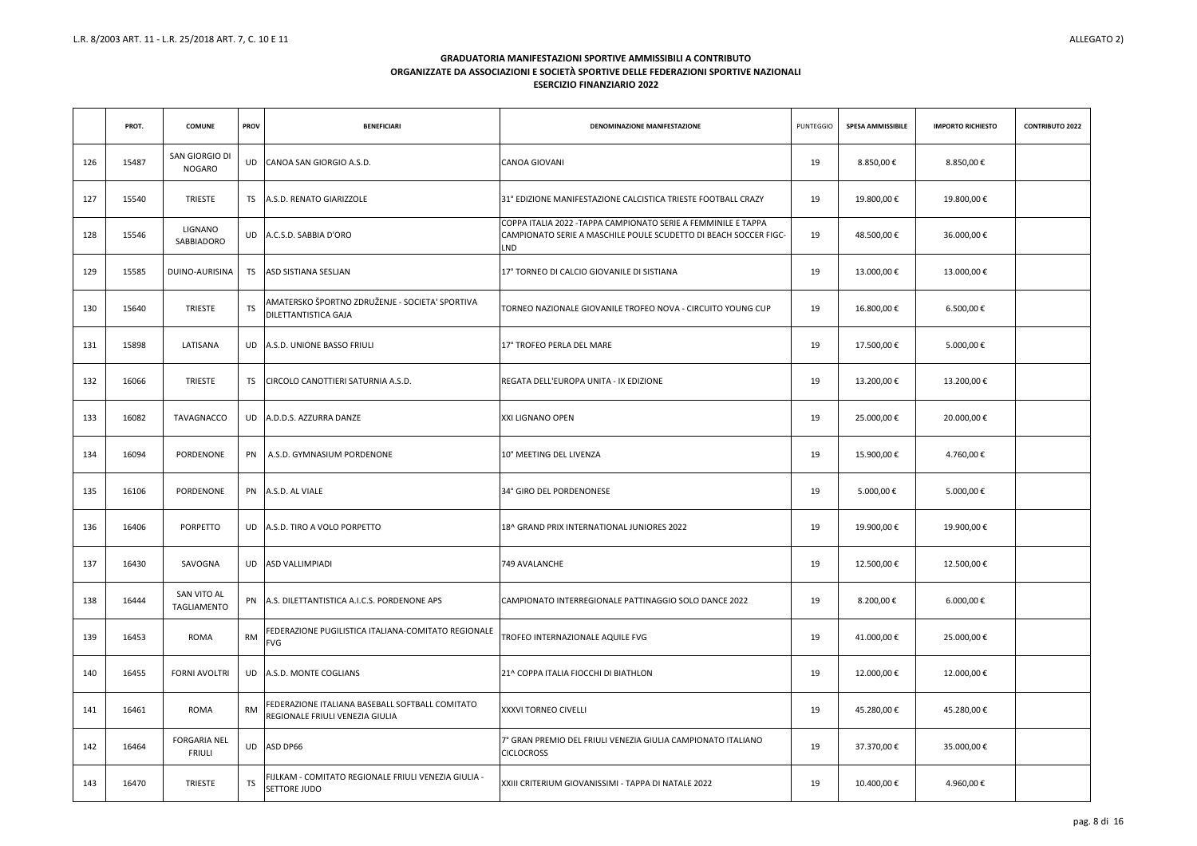L.R. 8/2003 ART. 11 - L.R. 25/2018 ART. 7, C. 10 E 11

ALLEGATO 2)

**GRADUATORIA MANIFESTAZIONI SPORTIVE AMMISSIBILI A CONTRIBUTO**
**ORGANIZZATE DA ASSOCIAZIONI E SOCIETÀ SPORTIVE DELLE FEDERAZIONI SPORTIVE NAZIONALI**
**ESERCIZIO FINANZIARIO 2022**

| | PROT. | COMUNE | PROV | BENEFICIARI | DENOMINAZIONE MANIFESTAZIONE | PUNTEGGIO | SPESA AMMISSIBILE | IMPORTO RICHIESTO | CONTRIBUTO 2022 |
|---|---|---|---|---|---|---|---|---|---|
| 126 | 15487 | SAN GIORGIO DI NOGARO | UD | CANOA SAN GIORGIO A.S.D. | CANOA GIOVANI | 19 | 8.850,00 € | 8.850,00 € | |
| 127 | 15540 | TRIESTE | TS | A.S.D. RENATO GIARIZZOLE | 31° EDIZIONE MANIFESTAZIONE CALCISTICA TRIESTE FOOTBALL CRAZY | 19 | 19.800,00 € | 19.800,00 € | |
| 128 | 15546 | LIGNANO SABBIADORO | UD | A.C.S.D. SABBIA D'ORO | COPPA ITALIA 2022 -TAPPA CAMPIONATO SERIE A FEMMINILE E TAPPA CAMPIONATO SERIE A MASCHILE POULE SCUDETTO DI BEACH SOCCER FIGC-LND | 19 | 48.500,00 € | 36.000,00 € | |
| 129 | 15585 | DUINO-AURISINA | TS | ASD SISTIANA SESLJAN | 17° TORNEO DI CALCIO GIOVANILE DI SISTIANA | 19 | 13.000,00 € | 13.000,00 € | |
| 130 | 15640 | TRIESTE | TS | AMATERSKO ŠPORTNO ZDRUŽENJE - SOCIETA' SPORTIVA DILETTANTISTICA GAJA | TORNEO NAZIONALE GIOVANILE TROFEO NOVA - CIRCUITO YOUNG CUP | 19 | 16.800,00 € | 6.500,00 € | |
| 131 | 15898 | LATISANA | UD | A.S.D. UNIONE BASSO FRIULI | 17° TROFEO PERLA DEL MARE | 19 | 17.500,00 € | 5.000,00 € | |
| 132 | 16066 | TRIESTE | TS | CIRCOLO CANOTTIERI SATURNIA A.S.D. | REGATA DELL'EUROPA UNITA - IX EDIZIONE | 19 | 13.200,00 € | 13.200,00 € | |
| 133 | 16082 | TAVAGNACCO | UD | A.D.D.S. AZZURRA DANZE | XXI LIGNANO OPEN | 19 | 25.000,00 € | 20.000,00 € | |
| 134 | 16094 | PORDENONE | PN | A.S.D. GYMNASIUM PORDENONE | 10° MEETING DEL LIVENZA | 19 | 15.900,00 € | 4.760,00 € | |
| 135 | 16106 | PORDENONE | PN | A.S.D. AL VIALE | 34° GIRO DEL PORDENONESE | 19 | 5.000,00 € | 5.000,00 € | |
| 136 | 16406 | PORPETTO | UD | A.S.D. TIRO A VOLO PORPETTO | 18^ GRAND PRIX INTERNATIONAL JUNIORES 2022 | 19 | 19.900,00 € | 19.900,00 € | |
| 137 | 16430 | SAVOGNA | UD | ASD VALLIMPIADI | 749 AVALANCHE | 19 | 12.500,00 € | 12.500,00 € | |
| 138 | 16444 | SAN VITO AL TAGLIAMENTO | PN | A.S. DILETTANTISTICA A.I.C.S. PORDENONE APS | CAMPIONATO INTERREGIONALE PATTINAGGIO SOLO DANCE 2022 | 19 | 8.200,00 € | 6.000,00 € | |
| 139 | 16453 | ROMA | RM | FEDERAZIONE PUGILISTICA ITALIANA-COMITATO REGIONALE FVG | TROFEO INTERNAZIONALE AQUILE FVG | 19 | 41.000,00 € | 25.000,00 € | |
| 140 | 16455 | FORNI AVOLTRI | UD | A.S.D. MONTE COGLIANS | 21^ COPPA ITALIA FIOCCHI DI BIATHLON | 19 | 12.000,00 € | 12.000,00 € | |
| 141 | 16461 | ROMA | RM | FEDERAZIONE ITALIANA BASEBALL SOFTBALL COMITATO REGIONALE FRIULI VENEZIA GIULIA | XXXVI TORNEO CIVELLI | 19 | 45.280,00 € | 45.280,00 € | |
| 142 | 16464 | FORGARIA NEL FRIULI | UD | ASD DP66 | 7° GRAN PREMIO DEL FRIULI VENEZIA GIULIA CAMPIONATO ITALIANO CICLOCROSS | 19 | 37.370,00 € | 35.000,00 € | |
| 143 | 16470 | TRIESTE | TS | FIJLKAM - COMITATO REGIONALE FRIULI VENEZIA GIULIA - SETTORE JUDO | XXIII CRITERIUM GIOVANISSIMI - TAPPA DI NATALE 2022 | 19 | 10.400,00 € | 4.960,00 € | |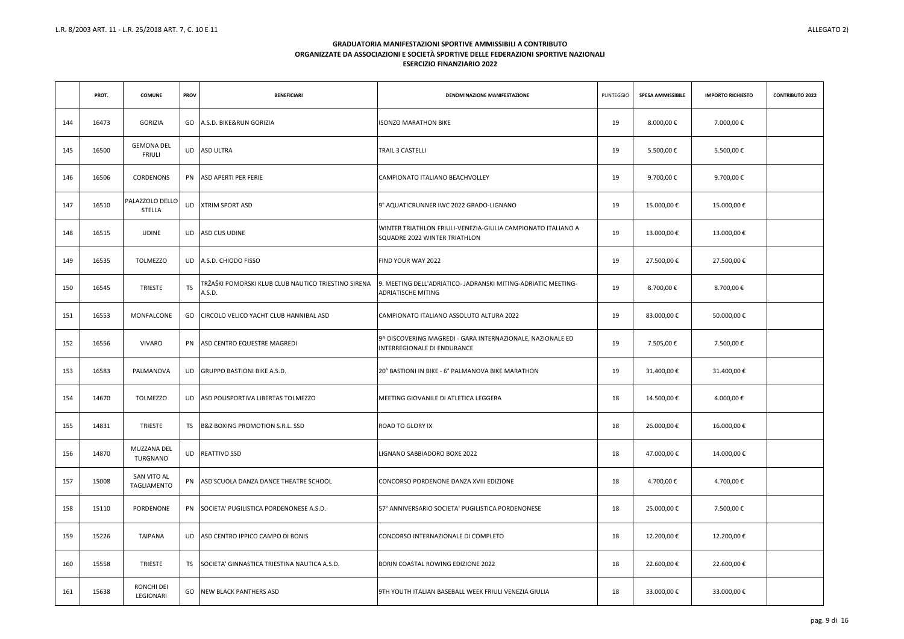L.R. 8/2003 ART. 11 - L.R. 25/2018 ART. 7, C. 10 E 11

ALLEGATO 2)

**GRADUATORIA MANIFESTAZIONI SPORTIVE AMMISSIBILI A CONTRIBUTO**
**ORGANIZZATE DA ASSOCIAZIONI E SOCIETÀ SPORTIVE DELLE FEDERAZIONI SPORTIVE NAZIONALI**
**ESERCIZIO FINANZIARIO 2022**

| | PROT. | COMUNE | PROV | BENEFICIARI | DENOMINAZIONE MANIFESTAZIONE | PUNTEGGIO | SPESA AMMISSIBILE | IMPORTO RICHIESTO | CONTRIBUTO 2022 |
|---|---|---|---|---|---|---|---|---|---|
| 144 | 16473 | GORIZIA | GO | A.S.D. BIKE&RUN GORIZIA | ISONZO MARATHON BIKE | 19 | 8.000,00 € | 7.000,00 € | |
| 145 | 16500 | GEMONA DEL FRIULI | UD | ASD ULTRA | TRAIL 3 CASTELLI | 19 | 5.500,00 € | 5.500,00 € | |
| 146 | 16506 | CORDENONS | PN | ASD APERTI PER FERIE | CAMPIONATO ITALIANO BEACHVOLLEY | 19 | 9.700,00 € | 9.700,00 € | |
| 147 | 16510 | PALAZZOLO DELLO STELLA | UD | XTRIM SPORT ASD | 9° AQUATICRUNNER IWC 2022 GRADO-LIGNANO | 19 | 15.000,00 € | 15.000,00 € | |
| 148 | 16515 | UDINE | UD | ASD CUS UDINE | WINTER TRIATHLON FRIULI-VENEZIA-GIULIA CAMPIONATO ITALIANO A SQUADRE 2022 WINTER TRIATHLON | 19 | 13.000,00 € | 13.000,00 € | |
| 149 | 16535 | TOLMEZZO | UD | A.S.D. CHIODO FISSO | FIND YOUR WAY 2022 | 19 | 27.500,00 € | 27.500,00 € | |
| 150 | 16545 | TRIESTE | TS | TRŽAŠKI POMORSKI KLUB CLUB NAUTICO TRIESTINO SIRENA A.S.D. | 9. MEETING DELL'ADRIATICO- JADRANSKI MITING-ADRIATIC MEETING-ADRIATISCHE MITING | 19 | 8.700,00 € | 8.700,00 € | |
| 151 | 16553 | MONFALCONE | GO | CIRCOLO VELICO YACHT CLUB HANNIBAL ASD | CAMPIONATO ITALIANO ASSOLUTO ALTURA 2022 | 19 | 83.000,00 € | 50.000,00 € | |
| 152 | 16556 | VIVARO | PN | ASD CENTRO EQUESTRE MAGREDI | 9^ DISCOVERING MAGREDI - GARA INTERNAZIONALE, NAZIONALE ED INTERREGIONALE DI ENDURANCE | 19 | 7.505,00 € | 7.500,00 € | |
| 153 | 16583 | PALMANOVA | UD | GRUPPO BASTIONI BIKE A.S.D. | 20° BASTIONI IN BIKE - 6° PALMANOVA BIKE MARATHON | 19 | 31.400,00 € | 31.400,00 € | |
| 154 | 14670 | TOLMEZZO | UD | ASD POLISPORTIVA LIBERTAS TOLMEZZO | MEETING GIOVANILE DI ATLETICA LEGGERA | 18 | 14.500,00 € | 4.000,00 € | |
| 155 | 14831 | TRIESTE | TS | B&Z BOXING PROMOTION S.R.L. SSD | ROAD TO GLORY IX | 18 | 26.000,00 € | 16.000,00 € | |
| 156 | 14870 | MUZZANA DEL TURGNANO | UD | REATTIVO SSD | LIGNANO SABBIADORO BOXE 2022 | 18 | 47.000,00 € | 14.000,00 € | |
| 157 | 15008 | SAN VITO AL TAGLIAMENTO | PN | ASD SCUOLA DANZA DANCE THEATRE SCHOOL | CONCORSO PORDENONE DANZA XVIII EDIZIONE | 18 | 4.700,00 € | 4.700,00 € | |
| 158 | 15110 | PORDENONE | PN | SOCIETA' PUGILISTICA PORDENONESE A.S.D. | 57° ANNIVERSARIO SOCIETA' PUGILISTICA PORDENONESE | 18 | 25.000,00 € | 7.500,00 € | |
| 159 | 15226 | TAIPANA | UD | ASD CENTRO IPPICO CAMPO DI BONIS | CONCORSO INTERNAZIONALE DI COMPLETO | 18 | 12.200,00 € | 12.200,00 € | |
| 160 | 15558 | TRIESTE | TS | SOCIETA' GINNASTICA TRIESTINA NAUTICA A.S.D. | BORIN COASTAL ROWING EDIZIONE 2022 | 18 | 22.600,00 € | 22.600,00 € | |
| 161 | 15638 | RONCHI DEI LEGIONARI | GO | NEW BLACK PANTHERS ASD | 9TH YOUTH ITALIAN BASEBALL WEEK FRIULI VENEZIA GIULIA | 18 | 33.000,00 € | 33.000,00 € | |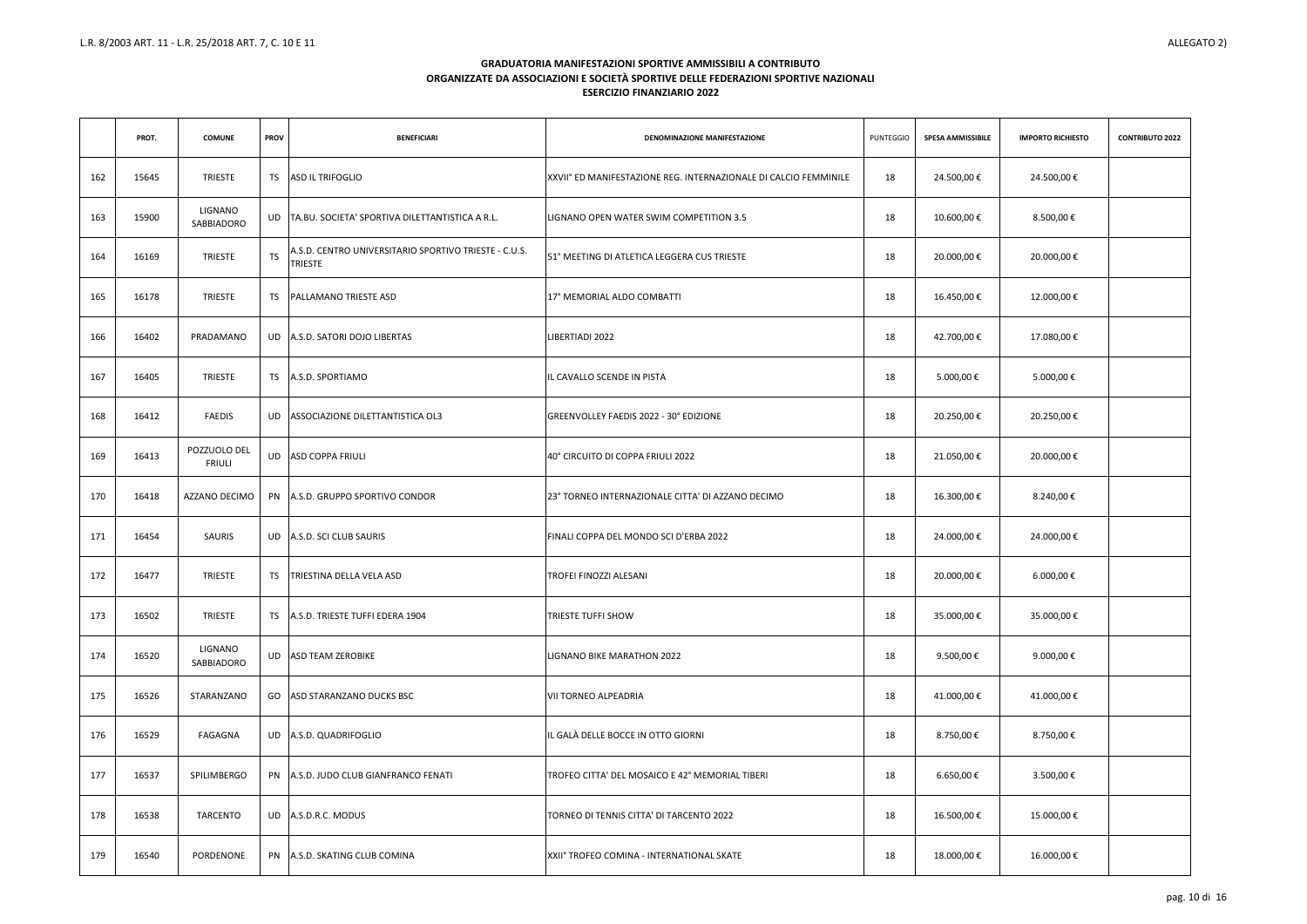L.R. 8/2003 ART. 11 - L.R. 25/2018 ART. 7, C. 10 E 11

ALLEGATO 2)

**GRADUATORIA MANIFESTAZIONI SPORTIVE AMMISSIBILI A CONTRIBUTO**
**ORGANIZZATE DA ASSOCIAZIONI E SOCIETÀ SPORTIVE DELLE FEDERAZIONI SPORTIVE NAZIONALI**
**ESERCIZIO FINANZIARIO 2022**

| | PROT. | COMUNE | PROV | BENEFICIARI | DENOMINAZIONE MANIFESTAZIONE | PUNTEGGIO | SPESA AMMISSIBILE | IMPORTO RICHIESTO | CONTRIBUTO 2022 |
|---|---|---|---|---|---|---|---|---|---|
| 162 | 15645 | TRIESTE | TS | ASD IL TRIFOGLIO | XXVII° ED MANIFESTAZIONE REG. INTERNAZIONALE DI CALCIO FEMMINILE | 18 | 24.500,00 € | 24.500,00 € | |
| 163 | 15900 | LIGNANO SABBIADORO | UD | TA.BU. SOCIETA' SPORTIVA DILETTANTISTICA A R.L. | LIGNANO OPEN WATER SWIM COMPETITION 3.5 | 18 | 10.600,00 € | 8.500,00 € | |
| 164 | 16169 | TRIESTE | TS | A.S.D. CENTRO UNIVERSITARIO SPORTIVO TRIESTE - C.U.S. TRIESTE | 51° MEETING DI ATLETICA LEGGERA CUS TRIESTE | 18 | 20.000,00 € | 20.000,00 € | |
| 165 | 16178 | TRIESTE | TS | PALLAMANO TRIESTE ASD | 17° MEMORIAL ALDO COMBATTI | 18 | 16.450,00 € | 12.000,00 € | |
| 166 | 16402 | PRADAMANO | UD | A.S.D. SATORI DOJO LIBERTAS | LIBERTIADI 2022 | 18 | 42.700,00 € | 17.080,00 € | |
| 167 | 16405 | TRIESTE | TS | A.S.D. SPORTIAMO | IL CAVALLO SCENDE IN PISTA | 18 | 5.000,00 € | 5.000,00 € | |
| 168 | 16412 | FAEDIS | UD | ASSOCIAZIONE DILETTANTISTICA OL3 | GREENVOLLEY FAEDIS 2022 - 30° EDIZIONE | 18 | 20.250,00 € | 20.250,00 € | |
| 169 | 16413 | POZZUOLO DEL FRIULI | UD | ASD COPPA FRIULI | 40° CIRCUITO DI COPPA FRIULI 2022 | 18 | 21.050,00 € | 20.000,00 € | |
| 170 | 16418 | AZZANO DECIMO | PN | A.S.D. GRUPPO SPORTIVO CONDOR | 23° TORNEO INTERNAZIONALE CITTA' DI AZZANO DECIMO | 18 | 16.300,00 € | 8.240,00 € | |
| 171 | 16454 | SAURIS | UD | A.S.D. SCI CLUB SAURIS | FINALI COPPA DEL MONDO SCI D'ERBA 2022 | 18 | 24.000,00 € | 24.000,00 € | |
| 172 | 16477 | TRIESTE | TS | TRIESTINA DELLA VELA ASD | TROFEI FINOZZI ALESANI | 18 | 20.000,00 € | 6.000,00 € | |
| 173 | 16502 | TRIESTE | TS | A.S.D. TRIESTE TUFFI EDERA 1904 | TRIESTE TUFFI SHOW | 18 | 35.000,00 € | 35.000,00 € | |
| 174 | 16520 | LIGNANO SABBIADORO | UD | ASD TEAM ZEROBIKE | LIGNANO BIKE MARATHON 2022 | 18 | 9.500,00 € | 9.000,00 € | |
| 175 | 16526 | STARANZANO | GO | ASD STARANZANO DUCKS BSC | VII TORNEO ALPEADRIA | 18 | 41.000,00 € | 41.000,00 € | |
| 176 | 16529 | FAGAGNA | UD | A.S.D. QUADRIFOGLIO | IL GALÀ DELLE BOCCE IN OTTO GIORNI | 18 | 8.750,00 € | 8.750,00 € | |
| 177 | 16537 | SPILIMBERGO | PN | A.S.D. JUDO CLUB GIANFRANCO FENATI | TROFEO CITTA' DEL MOSAICO E 42° MEMORIAL TIBERI | 18 | 6.650,00 € | 3.500,00 € | |
| 178 | 16538 | TARCENTO | UD | A.S.D.R.C. MODUS | TORNEO DI TENNIS CITTA' DI TARCENTO 2022 | 18 | 16.500,00 € | 15.000,00 € | |
| 179 | 16540 | PORDENONE | PN | A.S.D. SKATING CLUB COMINA | XXII° TROFEO COMINA - INTERNATIONAL SKATE | 18 | 18.000,00 € | 16.000,00 € | |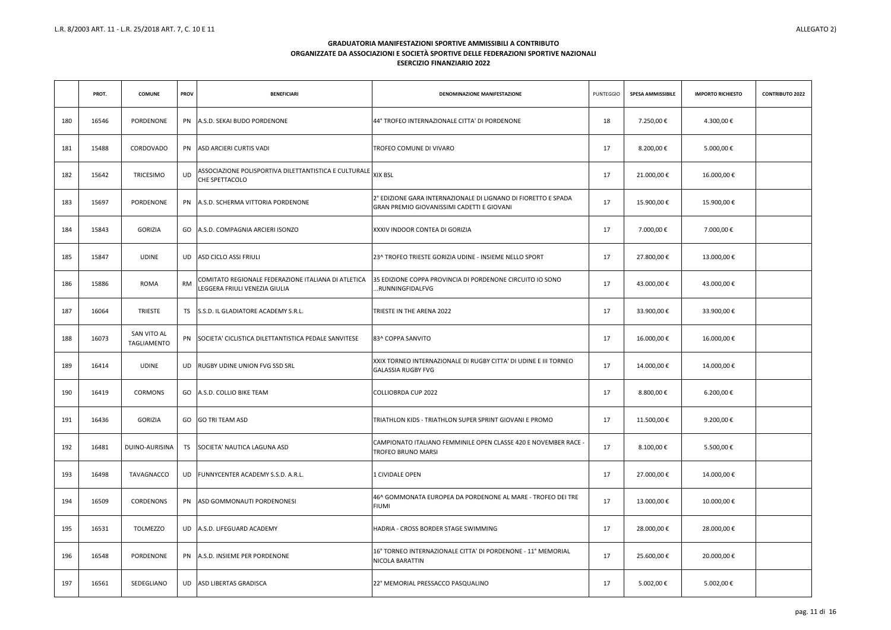L.R. 8/2003 ART. 11 - L.R. 25/2018 ART. 7, C. 10 E 11

ALLEGATO 2)

**GRADUATORIA MANIFESTAZIONI SPORTIVE AMMISSIBILI A CONTRIBUTO**
**ORGANIZZATE DA ASSOCIAZIONI E SOCIETÀ SPORTIVE DELLE FEDERAZIONI SPORTIVE NAZIONALI**
**ESERCIZIO FINANZIARIO 2022**

| | PROT. | COMUNE | PROV | BENEFICIARI | DENOMINAZIONE MANIFESTAZIONE | PUNTEGGIO | SPESA AMMISSIBILE | IMPORTO RICHIESTO | CONTRIBUTO 2022 |
|---|---|---|---|---|---|---|---|---|---|
| 180 | 16546 | PORDENONE | PN | A.S.D. SEKAI BUDO PORDENONE | 44° TROFEO INTERNAZIONALE CITTA' DI PORDENONE | 18 | 7.250,00 € | 4.300,00 € | |
| 181 | 15488 | CORDOVADO | PN | ASD ARCIERI CURTIS VADI | TROFEO COMUNE DI VIVARO | 17 | 8.200,00 € | 5.000,00 € | |
| 182 | 15642 | TRICESIMO | UD | ASSOCIAZIONE POLISPORTIVA DILETTANTISTICA E CULTURALE CHE SPETTACOLO | XIX BSL | 17 | 21.000,00 € | 16.000,00 € | |
| 183 | 15697 | PORDENONE | PN | A.S.D. SCHERMA VITTORIA PORDENONE | 2° EDIZIONE GARA INTERNAZIONALE DI LIGNANO DI FIORETTO E SPADA GRAN PREMIO GIOVANISSIMI CADETTI E GIOVANI | 17 | 15.900,00 € | 15.900,00 € | |
| 184 | 15843 | GORIZIA | GO | A.S.D. COMPAGNIA ARCIERI ISONZO | XXXIV INDOOR CONTEA DI GORIZIA | 17 | 7.000,00 € | 7.000,00 € | |
| 185 | 15847 | UDINE | UD | ASD CICLO ASSI FRIULI | 23^ TROFEO TRIESTE GORIZIA UDINE - INSIEME NELLO SPORT | 17 | 27.800,00 € | 13.000,00 € | |
| 186 | 15886 | ROMA | RM | COMITATO REGIONALE FEDERAZIONE ITALIANA DI ATLETICA LEGGERA FRIULI VENEZIA GIULIA | 35 EDIZIONE COPPA PROVINCIA DI PORDENONE CIRCUITO IO SONO ...RUNNINGFIDALFVG | 17 | 43.000,00 € | 43.000,00 € | |
| 187 | 16064 | TRIESTE | TS | S.S.D. IL GLADIATORE ACADEMY S.R.L. | TRIESTE IN THE ARENA 2022 | 17 | 33.900,00 € | 33.900,00 € | |
| 188 | 16073 | SAN VITO AL TAGLIAMENTO | PN | SOCIETA' CICLISTICA DILETTANTISTICA PEDALE SANVITESE | 83^ COPPA SANVITO | 17 | 16.000,00 € | 16.000,00 € | |
| 189 | 16414 | UDINE | UD | RUGBY UDINE UNION FVG SSD SRL | XXIX TORNEO INTERNAZIONALE DI RUGBY CITTA' DI UDINE E III TORNEO GALASSIA RUGBY FVG | 17 | 14.000,00 € | 14.000,00 € | |
| 190 | 16419 | CORMONS | GO | A.S.D. COLLIO BIKE TEAM | COLLIOBRDA CUP 2022 | 17 | 8.800,00 € | 6.200,00 € | |
| 191 | 16436 | GORIZIA | GO | GO TRI TEAM ASD | TRIATHLON KIDS - TRIATHLON SUPER SPRINT GIOVANI E PROMO | 17 | 11.500,00 € | 9.200,00 € | |
| 192 | 16481 | DUINO-AURISINA | TS | SOCIETA' NAUTICA LAGUNA ASD | CAMPIONATO ITALIANO FEMMINILE OPEN CLASSE 420 E NOVEMBER RACE - TROFEO BRUNO MARSI | 17 | 8.100,00 € | 5.500,00 € | |
| 193 | 16498 | TAVAGNACCO | UD | FUNNYCENTER ACADEMY S.S.D. A.R.L. | 1 CIVIDALE OPEN | 17 | 27.000,00 € | 14.000,00 € | |
| 194 | 16509 | CORDENONS | PN | ASD GOMMONAUTI PORDENONESI | 46^ GOMMONATA EUROPEA DA PORDENONE AL MARE - TROFEO DEI TRE FIUMI | 17 | 13.000,00 € | 10.000,00 € | |
| 195 | 16531 | TOLMEZZO | UD | A.S.D. LIFEGUARD ACADEMY | HADRIA - CROSS BORDER STAGE SWIMMING | 17 | 28.000,00 € | 28.000,00 € | |
| 196 | 16548 | PORDENONE | PN | A.S.D. INSIEME PER PORDENONE | 16° TORNEO INTERNAZIONALE CITTA' DI PORDENONE - 11° MEMORIAL NICOLA BARATTIN | 17 | 25.600,00 € | 20.000,00 € | |
| 197 | 16561 | SEDEGLIANO | UD | ASD LIBERTAS GRADISCA | 22° MEMORIAL PRESSACCO PASQUALINO | 17 | 5.002,00 € | 5.002,00 € | |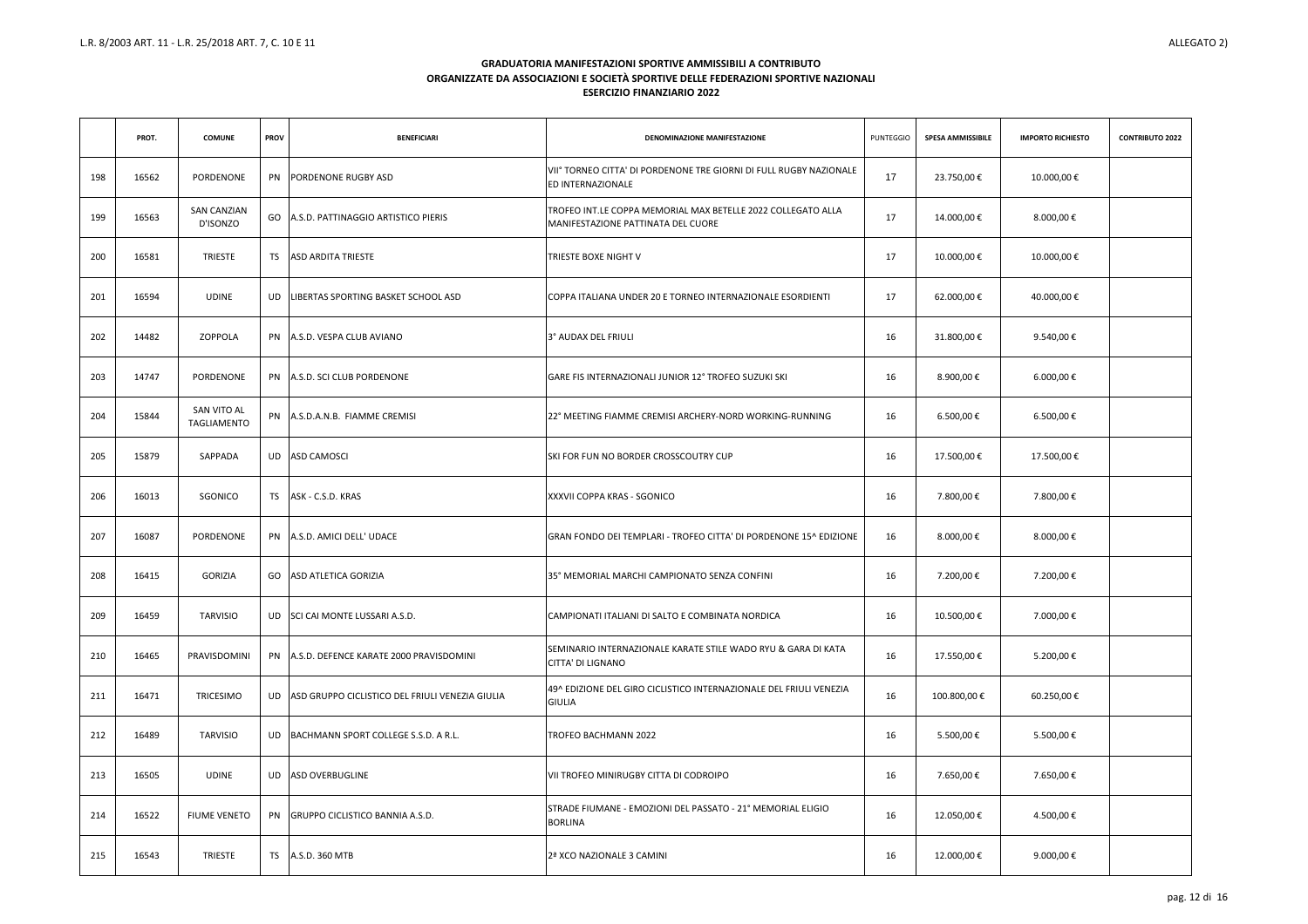L.R. 8/2003 ART. 11 - L.R. 25/2018 ART. 7, C. 10 E 11

ALLEGATO 2)

**GRADUATORIA MANIFESTAZIONI SPORTIVE AMMISSIBILI A CONTRIBUTO**
**ORGANIZZATE DA ASSOCIAZIONI E SOCIETÀ SPORTIVE DELLE FEDERAZIONI SPORTIVE NAZIONALI**
**ESERCIZIO FINANZIARIO 2022**

| | PROT. | COMUNE | PROV | BENEFICIARI | DENOMINAZIONE MANIFESTAZIONE | PUNTEGGIO | SPESA AMMISSIBILE | IMPORTO RICHIESTO | CONTRIBUTO 2022 |
|---|---|---|---|---|---|---|---|---|---|
| 198 | 16562 | PORDENONE | PN | PORDENONE RUGBY ASD | VII° TORNEO CITTA' DI PORDENONE TRE GIORNI DI FULL RUGBY NAZIONALE ED INTERNAZIONALE | 17 | 23.750,00 € | 10.000,00 € | |
| 199 | 16563 | SAN CANZIAN D'ISONZO | GO | A.S.D. PATTINAGGIO ARTISTICO PIERIS | TROFEO INT.LE COPPA MEMORIAL MAX BETELLE 2022 COLLEGATO ALLA MANIFESTAZIONE PATTINATA DEL CUORE | 17 | 14.000,00 € | 8.000,00 € | |
| 200 | 16581 | TRIESTE | TS | ASD ARDITA TRIESTE | TRIESTE BOXE NIGHT V | 17 | 10.000,00 € | 10.000,00 € | |
| 201 | 16594 | UDINE | UD | LIBERTAS SPORTING BASKET SCHOOL ASD | COPPA ITALIANA UNDER 20 E TORNEO INTERNAZIONALE ESORDIENTI | 17 | 62.000,00 € | 40.000,00 € | |
| 202 | 14482 | ZOPPOLA | PN | A.S.D. VESPA CLUB AVIANO | 3° AUDAX DEL FRIULI | 16 | 31.800,00 € | 9.540,00 € | |
| 203 | 14747 | PORDENONE | PN | A.S.D. SCI CLUB PORDENONE | GARE FIS INTERNAZIONALI JUNIOR 12° TROFEO SUZUKI SKI | 16 | 8.900,00 € | 6.000,00 € | |
| 204 | 15844 | SAN VITO AL TAGLIAMENTO | PN | A.S.D.A.N.B. FIAMME CREMISI | 22° MEETING FIAMME CREMISI ARCHERY-NORD WORKING-RUNNING | 16 | 6.500,00 € | 6.500,00 € | |
| 205 | 15879 | SAPPADA | UD | ASD CAMOSCI | SKI FOR FUN NO BORDER CROSSCOUTRY CUP | 16 | 17.500,00 € | 17.500,00 € | |
| 206 | 16013 | SGONICO | TS | ASK - C.S.D. KRAS | XXXVII COPPA KRAS - SGONICO | 16 | 7.800,00 € | 7.800,00 € | |
| 207 | 16087 | PORDENONE | PN | A.S.D. AMICI DELL' UDACE | GRAN FONDO DEI TEMPLARI - TROFEO CITTA' DI PORDENONE 15^ EDIZIONE | 16 | 8.000,00 € | 8.000,00 € | |
| 208 | 16415 | GORIZIA | GO | ASD ATLETICA GORIZIA | 35° MEMORIAL MARCHI CAMPIONATO SENZA CONFINI | 16 | 7.200,00 € | 7.200,00 € | |
| 209 | 16459 | TARVISIO | UD | SCI CAI MONTE LUSSARI A.S.D. | CAMPIONATI ITALIANI DI SALTO E COMBINATA NORDICA | 16 | 10.500,00 € | 7.000,00 € | |
| 210 | 16465 | PRAVISDOMINI | PN | A.S.D. DEFENCE KARATE 2000 PRAVISDOMINI | SEMINARIO INTERNAZIONALE KARATE STILE WADO RYU & GARA DI KATA CITTA' DI LIGNANO | 16 | 17.550,00 € | 5.200,00 € | |
| 211 | 16471 | TRICESIMO | UD | ASD GRUPPO CICLISTICO DEL FRIULI VENEZIA GIULIA | 49^ EDIZIONE DEL GIRO CICLISTICO INTERNAZIONALE DEL FRIULI VENEZIA GIULIA | 16 | 100.800,00 € | 60.250,00 € | |
| 212 | 16489 | TARVISIO | UD | BACHMANN SPORT COLLEGE S.S.D. A R.L. | TROFEO BACHMANN 2022 | 16 | 5.500,00 € | 5.500,00 € | |
| 213 | 16505 | UDINE | UD | ASD OVERBUGLINE | VII TROFEO MINIRUGBY CITTA DI CODROIPO | 16 | 7.650,00 € | 7.650,00 € | |
| 214 | 16522 | FIUME VENETO | PN | GRUPPO CICLISTICO BANNIA A.S.D. | STRADE FIUMANE - EMOZIONI DEL PASSATO - 21° MEMORIAL ELIGIO BORLINA | 16 | 12.050,00 € | 4.500,00 € | |
| 215 | 16543 | TRIESTE | TS | A.S.D. 360 MTB | 2ª XCO NAZIONALE 3 CAMINI | 16 | 12.000,00 € | 9.000,00 € | |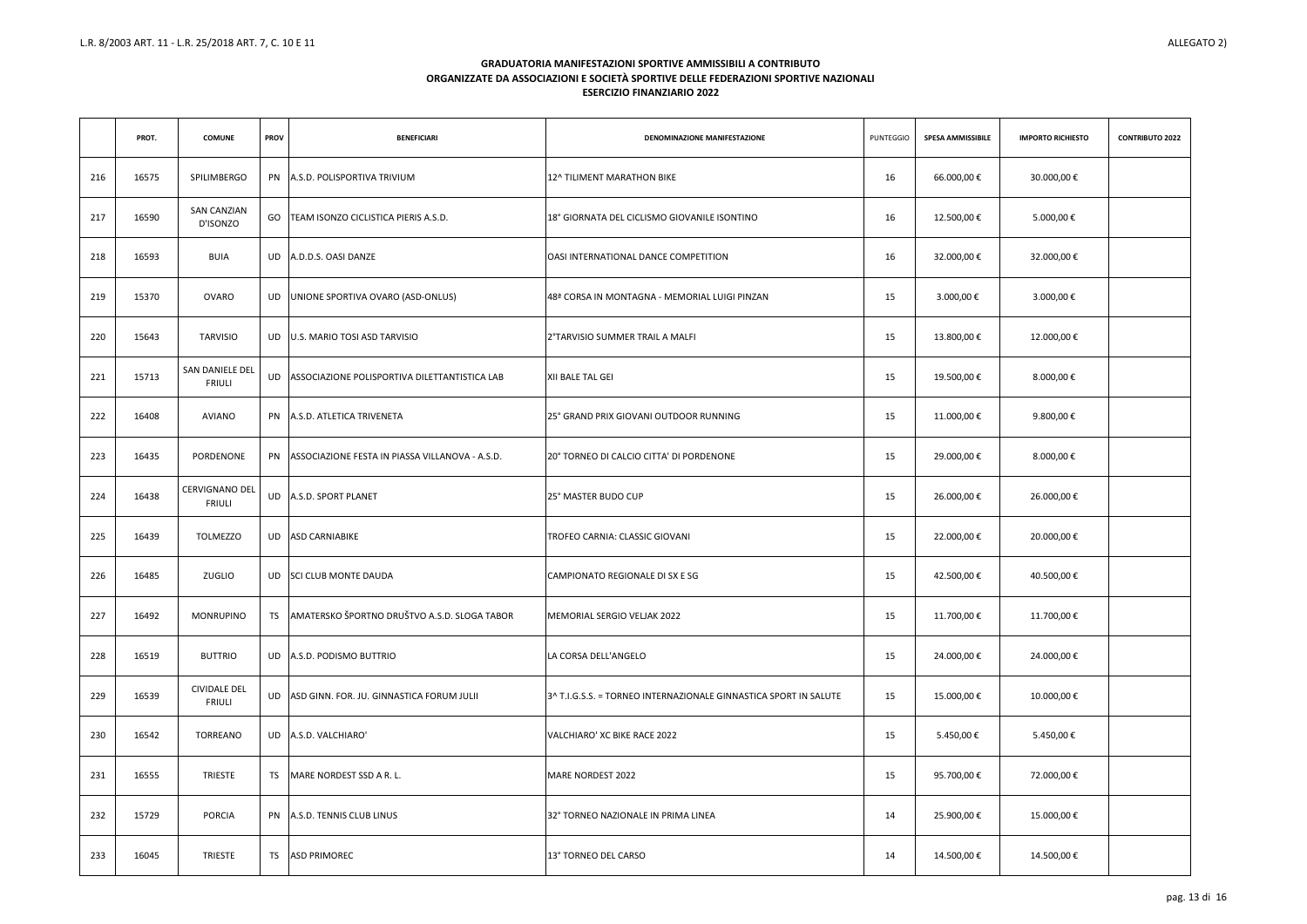L.R. 8/2003 ART. 11 - L.R. 25/2018 ART. 7, C. 10 E 11

ALLEGATO 2)

**GRADUATORIA MANIFESTAZIONI SPORTIVE AMMISSIBILI A CONTRIBUTO**
**ORGANIZZATE DA ASSOCIAZIONI E SOCIETÀ SPORTIVE DELLE FEDERAZIONI SPORTIVE NAZIONALI**
**ESERCIZIO FINANZIARIO 2022**

| | PROT. | COMUNE | PROV | BENEFICIARI | DENOMINAZIONE MANIFESTAZIONE | PUNTEGGIO | SPESA AMMISSIBILE | IMPORTO RICHIESTO | CONTRIBUTO 2022 |
|---|---|---|---|---|---|---|---|---|---|
| 216 | 16575 | SPILIMBERGO | PN | A.S.D. POLISPORTIVA TRIVIUM | 12^ TILIMENT MARATHON BIKE | 16 | 66.000,00 € | 30.000,00 € | |
| 217 | 16590 | SAN CANZIAN D'ISONZO | GO | TEAM ISONZO CICLISTICA PIERIS A.S.D. | 18° GIORNATA DEL CICLISMO GIOVANILE ISONTINO | 16 | 12.500,00 € | 5.000,00 € | |
| 218 | 16593 | BUIA | UD | A.D.D.S. OASI DANZE | OASI INTERNATIONAL DANCE COMPETITION | 16 | 32.000,00 € | 32.000,00 € | |
| 219 | 15370 | OVARO | UD | UNIONE SPORTIVA OVARO (ASD-ONLUS) | 48ª CORSA IN MONTAGNA - MEMORIAL LUIGI PINZAN | 15 | 3.000,00 € | 3.000,00 € | |
| 220 | 15643 | TARVISIO | UD | U.S. MARIO TOSI ASD TARVISIO | 2°TARVISIO SUMMER TRAIL A MALFI | 15 | 13.800,00 € | 12.000,00 € | |
| 221 | 15713 | SAN DANIELE DEL FRIULI | UD | ASSOCIAZIONE POLISPORTIVA DILETTANTISTICA LAB | XII BALE TAL GEI | 15 | 19.500,00 € | 8.000,00 € | |
| 222 | 16408 | AVIANO | PN | A.S.D. ATLETICA TRIVENETA | 25° GRAND PRIX GIOVANI OUTDOOR RUNNING | 15 | 11.000,00 € | 9.800,00 € | |
| 223 | 16435 | PORDENONE | PN | ASSOCIAZIONE FESTA IN PIASSA VILLANOVA - A.S.D. | 20° TORNEO DI CALCIO CITTA' DI PORDENONE | 15 | 29.000,00 € | 8.000,00 € | |
| 224 | 16438 | CERVIGNANO DEL FRIULI | UD | A.S.D. SPORT PLANET | 25° MASTER BUDO CUP | 15 | 26.000,00 € | 26.000,00 € | |
| 225 | 16439 | TOLMEZZO | UD | ASD CARNIABIKE | TROFEO CARNIA: CLASSIC GIOVANI | 15 | 22.000,00 € | 20.000,00 € | |
| 226 | 16485 | ZUGLIO | UD | SCI CLUB MONTE DAUDA | CAMPIONATO REGIONALE DI SX E SG | 15 | 42.500,00 € | 40.500,00 € | |
| 227 | 16492 | MONRUPINO | TS | AMATERSKO ŠPORTNO DRUŠTVO A.S.D. SLOGA TABOR | MEMORIAL SERGIO VELJAK 2022 | 15 | 11.700,00 € | 11.700,00 € | |
| 228 | 16519 | BUTTRIO | UD | A.S.D. PODISMO BUTTRIO | LA CORSA DELL'ANGELO | 15 | 24.000,00 € | 24.000,00 € | |
| 229 | 16539 | CIVIDALE DEL FRIULI | UD | ASD GINN. FOR. JU. GINNASTICA FORUM JULII | 3^ T.I.G.S.S. = TORNEO INTERNAZIONALE GINNASTICA SPORT IN SALUTE | 15 | 15.000,00 € | 10.000,00 € | |
| 230 | 16542 | TORREANO | UD | A.S.D. VALCHIARO' | VALCHIARO' XC BIKE RACE 2022 | 15 | 5.450,00 € | 5.450,00 € | |
| 231 | 16555 | TRIESTE | TS | MARE NORDEST SSD A R. L. | MARE NORDEST 2022 | 15 | 95.700,00 € | 72.000,00 € | |
| 232 | 15729 | PORCIA | PN | A.S.D. TENNIS CLUB LINUS | 32° TORNEO NAZIONALE IN PRIMA LINEA | 14 | 25.900,00 € | 15.000,00 € | |
| 233 | 16045 | TRIESTE | TS | ASD PRIMOREC | 13° TORNEO DEL CARSO | 14 | 14.500,00 € | 14.500,00 € | |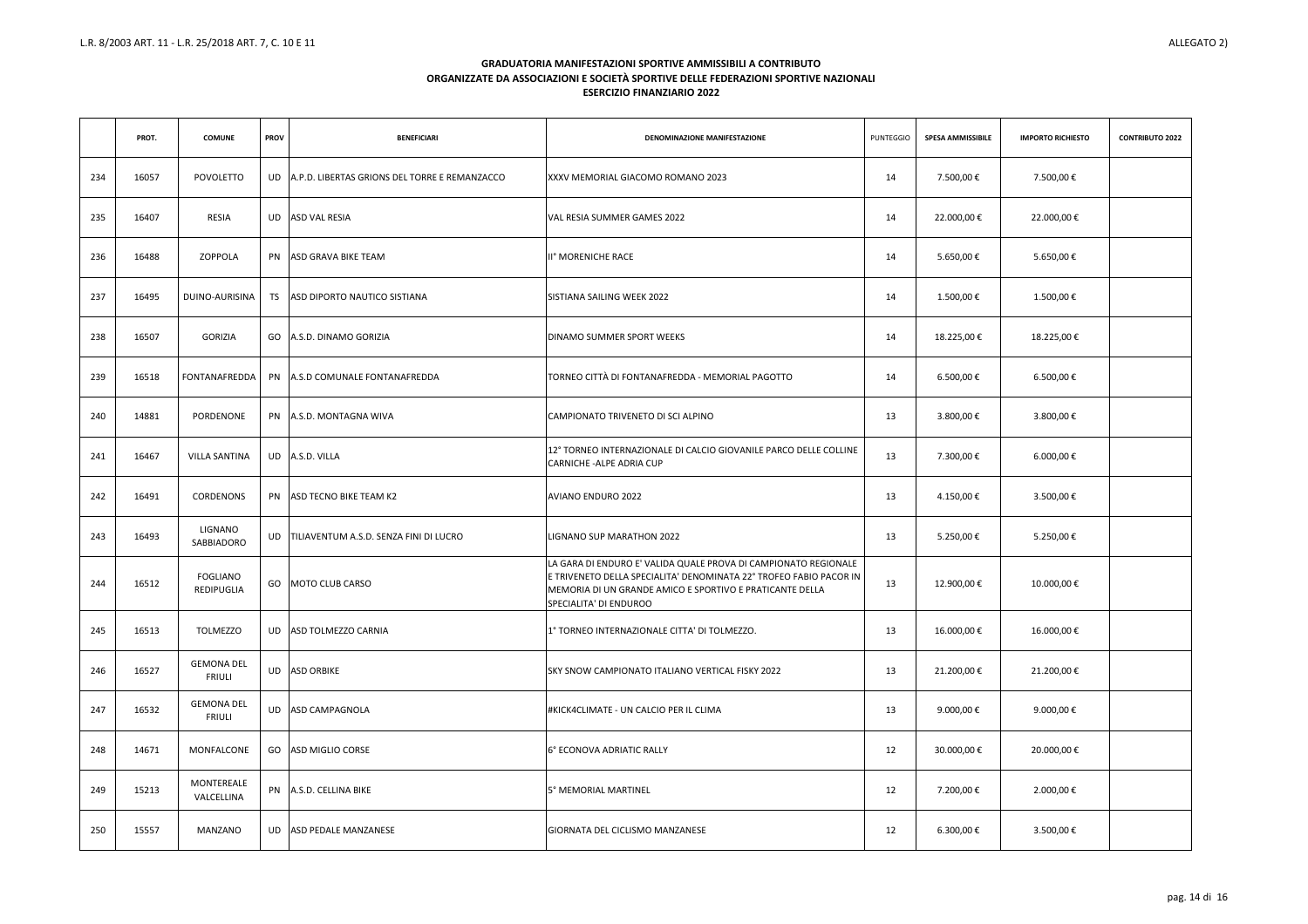L.R. 8/2003 ART. 11 - L.R. 25/2018 ART. 7, C. 10 E 11

ALLEGATO 2)

**GRADUATORIA MANIFESTAZIONI SPORTIVE AMMISSIBILI A CONTRIBUTO**
**ORGANIZZATE DA ASSOCIAZIONI E SOCIETÀ SPORTIVE DELLE FEDERAZIONI SPORTIVE NAZIONALI**
**ESERCIZIO FINANZIARIO 2022**

| | PROT. | COMUNE | PROV | BENEFICIARI | DENOMINAZIONE MANIFESTAZIONE | PUNTEGGIO | SPESA AMMISSIBILE | IMPORTO RICHIESTO | CONTRIBUTO 2022 |
|---|---|---|---|---|---|---|---|---|---|
| 234 | 16057 | POVOLETTO | UD | A.P.D. LIBERTAS GRIONS DEL TORRE E REMANZACCO | XXXV MEMORIAL GIACOMO ROMANO 2023 | 14 | 7.500,00 € | 7.500,00 € | |
| 235 | 16407 | RESIA | UD | ASD VAL RESIA | VAL RESIA SUMMER GAMES 2022 | 14 | 22.000,00 € | 22.000,00 € | |
| 236 | 16488 | ZOPPOLA | PN | ASD GRAVA BIKE TEAM | II° MORENICHE RACE | 14 | 5.650,00 € | 5.650,00 € | |
| 237 | 16495 | DUINO-AURISINA | TS | ASD DIPORTO NAUTICO SISTIANA | SISTIANA SAILING WEEK 2022 | 14 | 1.500,00 € | 1.500,00 € | |
| 238 | 16507 | GORIZIA | GO | A.S.D. DINAMO GORIZIA | DINAMO SUMMER SPORT WEEKS | 14 | 18.225,00 € | 18.225,00 € | |
| 239 | 16518 | FONTANAFREDDA | PN | A.S.D COMUNALE FONTANAFREDDA | TORNEO CITTÀ DI FONTANAFREDDA - MEMORIAL PAGOTTO | 14 | 6.500,00 € | 6.500,00 € | |
| 240 | 14881 | PORDENONE | PN | A.S.D. MONTAGNA WIVA | CAMPIONATO TRIVENETO DI SCI ALPINO | 13 | 3.800,00 € | 3.800,00 € | |
| 241 | 16467 | VILLA SANTINA | UD | A.S.D. VILLA | 12° TORNEO INTERNAZIONALE DI CALCIO GIOVANILE PARCO DELLE COLLINE CARNICHE -ALPE ADRIA CUP | 13 | 7.300,00 € | 6.000,00 € | |
| 242 | 16491 | CORDENONS | PN | ASD TECNO BIKE TEAM K2 | AVIANO ENDURO 2022 | 13 | 4.150,00 € | 3.500,00 € | |
| 243 | 16493 | LIGNANO SABBIADORO | UD | TILIAVENTUM A.S.D. SENZA FINI DI LUCRO | LIGNANO SUP MARATHON 2022 | 13 | 5.250,00 € | 5.250,00 € | |
| 244 | 16512 | FOGLIANO REDIPUGLIA | GO | MOTO CLUB CARSO | LA GARA DI ENDURO E' VALIDA QUALE PROVA DI CAMPIONATO REGIONALE E TRIVENETO DELLA SPECIALITA' DENOMINATA 22° TROFEO FABIO PACOR IN MEMORIA DI UN GRANDE AMICO E SPORTIVO E PRATICANTE DELLA SPECIALITA' DI ENDUROO | 13 | 12.900,00 € | 10.000,00 € | |
| 245 | 16513 | TOLMEZZO | UD | ASD TOLMEZZO CARNIA | 1° TORNEO INTERNAZIONALE CITTA' DI TOLMEZZO. | 13 | 16.000,00 € | 16.000,00 € | |
| 246 | 16527 | GEMONA DEL FRIULI | UD | ASD ORBIKE | SKY SNOW CAMPIONATO ITALIANO VERTICAL FISKY 2022 | 13 | 21.200,00 € | 21.200,00 € | |
| 247 | 16532 | GEMONA DEL FRIULI | UD | ASD CAMPAGNOLA | #KICK4CLIMATE - UN CALCIO PER IL CLIMA | 13 | 9.000,00 € | 9.000,00 € | |
| 248 | 14671 | MONFALCONE | GO | ASD MIGLIO CORSE | 6° ECONOVA ADRIATIC RALLY | 12 | 30.000,00 € | 20.000,00 € | |
| 249 | 15213 | MONTEREALE VALCELLINA | PN | A.S.D. CELLINA BIKE | 5° MEMORIAL MARTINEL | 12 | 7.200,00 € | 2.000,00 € | |
| 250 | 15557 | MANZANO | UD | ASD PEDALE MANZANESE | GIORNATA DEL CICLISMO MANZANESE | 12 | 6.300,00 € | 3.500,00 € | |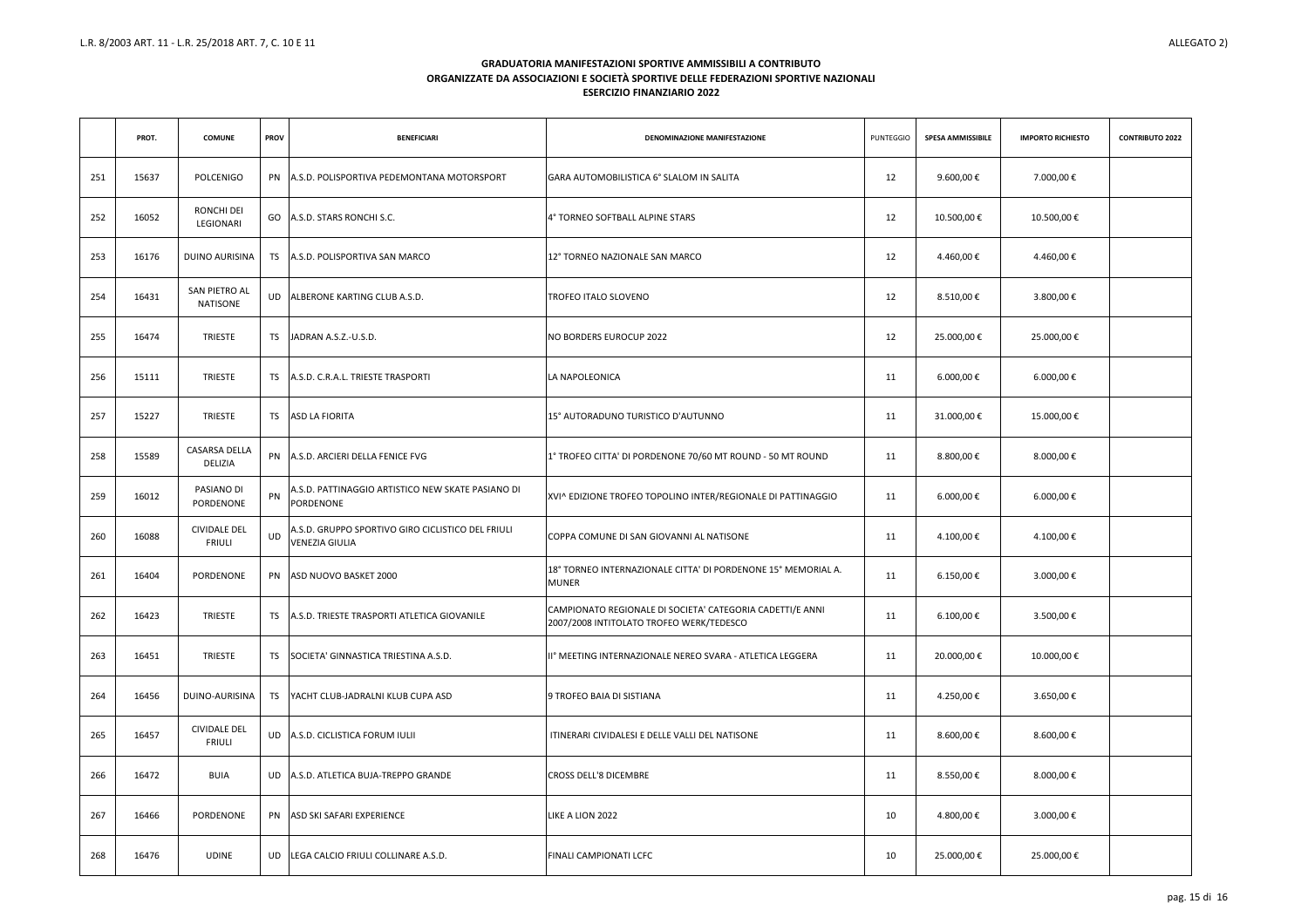L.R. 8/2003 ART. 11 - L.R. 25/2018 ART. 7, C. 10 E 11

ALLEGATO 2)

**GRADUATORIA MANIFESTAZIONI SPORTIVE AMMISSIBILI A CONTRIBUTO**
**ORGANIZZATE DA ASSOCIAZIONI E SOCIETÀ SPORTIVE DELLE FEDERAZIONI SPORTIVE NAZIONALI**
**ESERCIZIO FINANZIARIO 2022**

| | PROT. | COMUNE | PROV | BENEFICIARI | DENOMINAZIONE MANIFESTAZIONE | PUNTEGGIO | SPESA AMMISSIBILE | IMPORTO RICHIESTO | CONTRIBUTO 2022 |
|---|---|---|---|---|---|---|---|---|---|
| 251 | 15637 | POLCENIGO | PN | A.S.D. POLISPORTIVA PEDEMONTANA MOTORSPORT | GARA AUTOMOBILISTICA 6° SLALOM IN SALITA | 12 | 9.600,00 € | 7.000,00 € | |
| 252 | 16052 | RONCHI DEI LEGIONARI | GO | A.S.D. STARS RONCHI S.C. | 4° TORNEO SOFTBALL ALPINE STARS | 12 | 10.500,00 € | 10.500,00 € | |
| 253 | 16176 | DUINO AURISINA | TS | A.S.D. POLISPORTIVA SAN MARCO | 12° TORNEO NAZIONALE SAN MARCO | 12 | 4.460,00 € | 4.460,00 € | |
| 254 | 16431 | SAN PIETRO AL NATISONE | UD | ALBERONE KARTING CLUB A.S.D. | TROFEO ITALO SLOVENO | 12 | 8.510,00 € | 3.800,00 € | |
| 255 | 16474 | TRIESTE | TS | JADRAN A.S.Z.-U.S.D. | NO BORDERS EUROCUP 2022 | 12 | 25.000,00 € | 25.000,00 € | |
| 256 | 15111 | TRIESTE | TS | A.S.D. C.R.A.L. TRIESTE TRASPORTI | LA NAPOLEONICA | 11 | 6.000,00 € | 6.000,00 € | |
| 257 | 15227 | TRIESTE | TS | ASD LA FIORITA | 15° AUTORADUNO TURISTICO D'AUTUNNO | 11 | 31.000,00 € | 15.000,00 € | |
| 258 | 15589 | CASARSA DELLA DELIZIA | PN | A.S.D. ARCIERI DELLA FENICE FVG | 1° TROFEO CITTA' DI PORDENONE 70/60 MT ROUND - 50 MT ROUND | 11 | 8.800,00 € | 8.000,00 € | |
| 259 | 16012 | PASIANO DI PORDENONE | PN | A.S.D. PATTINAGGIO ARTISTICO NEW SKATE PASIANO DI PORDENONE | XVI^ EDIZIONE TROFEO TOPOLINO INTER/REGIONALE DI PATTINAGGIO | 11 | 6.000,00 € | 6.000,00 € | |
| 260 | 16088 | CIVIDALE DEL FRIULI | UD | A.S.D. GRUPPO SPORTIVO GIRO CICLISTICO DEL FRIULI VENEZIA GIULIA | COPPA COMUNE DI SAN GIOVANNI AL NATISONE | 11 | 4.100,00 € | 4.100,00 € | |
| 261 | 16404 | PORDENONE | PN | ASD NUOVO BASKET 2000 | 18° TORNEO INTERNAZIONALE CITTA' DI PORDENONE 15° MEMORIAL A. MUNER | 11 | 6.150,00 € | 3.000,00 € | |
| 262 | 16423 | TRIESTE | TS | A.S.D. TRIESTE TRASPORTI ATLETICA GIOVANILE | CAMPIONATO REGIONALE DI SOCIETA' CATEGORIA CADETTI/E ANNI 2007/2008 INTITOLATO TROFEO WERK/TEDESCO | 11 | 6.100,00 € | 3.500,00 € | |
| 263 | 16451 | TRIESTE | TS | SOCIETA' GINNASTICA TRIESTINA A.S.D. | II° MEETING INTERNAZIONALE NEREO SVARA - ATLETICA LEGGERA | 11 | 20.000,00 € | 10.000,00 € | |
| 264 | 16456 | DUINO-AURISINA | TS | YACHT CLUB-JADRALNI KLUB CUPA ASD | 9 TROFEO BAIA DI SISTIANA | 11 | 4.250,00 € | 3.650,00 € | |
| 265 | 16457 | CIVIDALE DEL FRIULI | UD | A.S.D. CICLISTICA FORUM IULII | ITINERARI CIVIDALESI E DELLE VALLI DEL NATISONE | 11 | 8.600,00 € | 8.600,00 € | |
| 266 | 16472 | BUIA | UD | A.S.D. ATLETICA BUJA-TREPPO GRANDE | CROSS DELL'8 DICEMBRE | 11 | 8.550,00 € | 8.000,00 € | |
| 267 | 16466 | PORDENONE | PN | ASD SKI SAFARI EXPERIENCE | LIKE A LION 2022 | 10 | 4.800,00 € | 3.000,00 € | |
| 268 | 16476 | UDINE | UD | LEGA CALCIO FRIULI COLLINARE A.S.D. | FINALI CAMPIONATI LCFC | 10 | 25.000,00 € | 25.000,00 € | |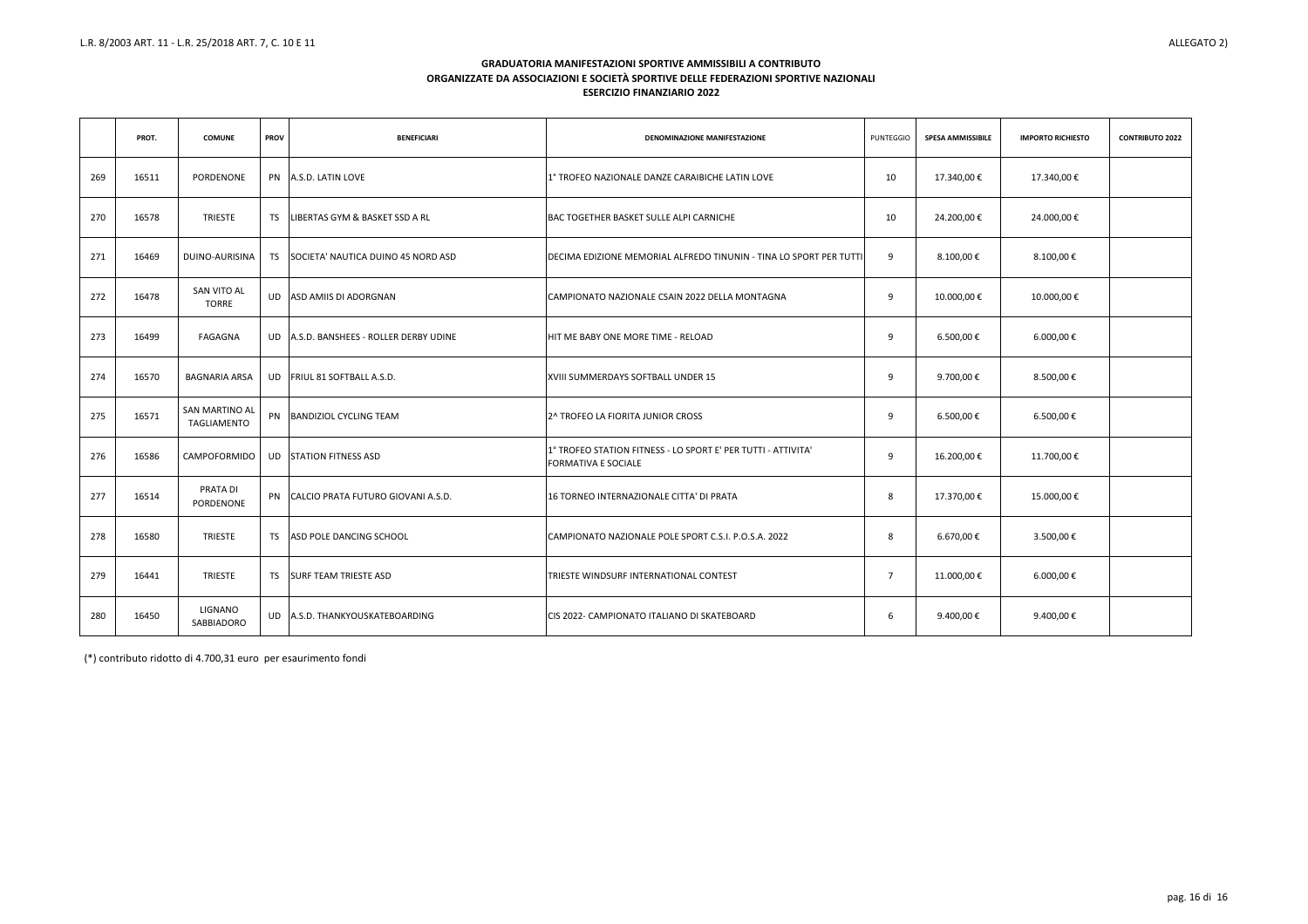L.R. 8/2003 ART. 11 - L.R. 25/2018 ART. 7, C. 10 E 11

ALLEGATO 2)

**GRADUATORIA MANIFESTAZIONI SPORTIVE AMMISSIBILI A CONTRIBUTO**
**ORGANIZZATE DA ASSOCIAZIONI E SOCIETÀ SPORTIVE DELLE FEDERAZIONI SPORTIVE NAZIONALI**
**ESERCIZIO FINANZIARIO 2022**

| | PROT. | COMUNE | PROV | BENEFICIARI | DENOMINAZIONE MANIFESTAZIONE | PUNTEGGIO | SPESA AMMISSIBILE | IMPORTO RICHIESTO | CONTRIBUTO 2022 |
|---|---|---|---|---|---|---|---|---|---|
| 269 | 16511 | PORDENONE | PN | A.S.D. LATIN LOVE | 1° TROFEO NAZIONALE DANZE CARAIBICHE LATIN LOVE | 10 | 17.340,00 € | 17.340,00 € | |
| 270 | 16578 | TRIESTE | TS | LIBERTAS GYM & BASKET SSD A RL | BAC TOGETHER BASKET SULLE ALPI CARNICHE | 10 | 24.200,00 € | 24.000,00 € | |
| 271 | 16469 | DUINO-AURISINA | TS | SOCIETA' NAUTICA DUINO 45 NORD ASD | DECIMA EDIZIONE MEMORIAL ALFREDO TINUNIN - TINA LO SPORT PER TUTTI | 9 | 8.100,00 € | 8.100,00 € | |
| 272 | 16478 | SAN VITO AL TORRE | UD | ASD AMIIS DI ADORGNAN | CAMPIONATO NAZIONALE CSAIN 2022 DELLA MONTAGNA | 9 | 10.000,00 € | 10.000,00 € | |
| 273 | 16499 | FAGAGNA | UD | A.S.D. BANSHEES - ROLLER DERBY UDINE | HIT ME BABY ONE MORE TIME - RELOAD | 9 | 6.500,00 € | 6.000,00 € | |
| 274 | 16570 | BAGNARIA ARSA | UD | FRIUL 81 SOFTBALL A.S.D. | XVIII SUMMERDAYS SOFTBALL UNDER 15 | 9 | 9.700,00 € | 8.500,00 € | |
| 275 | 16571 | SAN MARTINO AL TAGLIAMENTO | PN | BANDIZIOL CYCLING TEAM | 2^ TROFEO LA FIORITA JUNIOR CROSS | 9 | 6.500,00 € | 6.500,00 € | |
| 276 | 16586 | CAMPOFORMIDO | UD | STATION FITNESS ASD | 1° TROFEO STATION FITNESS - LO SPORT E' PER TUTTI - ATTIVITA' FORMATIVA E SOCIALE | 9 | 16.200,00 € | 11.700,00 € | |
| 277 | 16514 | PRATA DI PORDENONE | PN | CALCIO PRATA FUTURO GIOVANI A.S.D. | 16 TORNEO INTERNAZIONALE CITTA' DI PRATA | 8 | 17.370,00 € | 15.000,00 € | |
| 278 | 16580 | TRIESTE | TS | ASD POLE DANCING SCHOOL | CAMPIONATO NAZIONALE POLE SPORT C.S.I. P.O.S.A. 2022 | 8 | 6.670,00 € | 3.500,00 € | |
| 279 | 16441 | TRIESTE | TS | SURF TEAM TRIESTE ASD | TRIESTE WINDSURF INTERNATIONAL CONTEST | 7 | 11.000,00 € | 6.000,00 € | |
| 280 | 16450 | LIGNANO SABBIADORO | UD | A.S.D. THANKYOUSKATEBOARDING | CIS 2022- CAMPIONATO ITALIANO DI SKATEBOARD | 6 | 9.400,00 € | 9.400,00 € | |

(*) contributo ridotto di 4.700,31 euro per esaurimento fondi